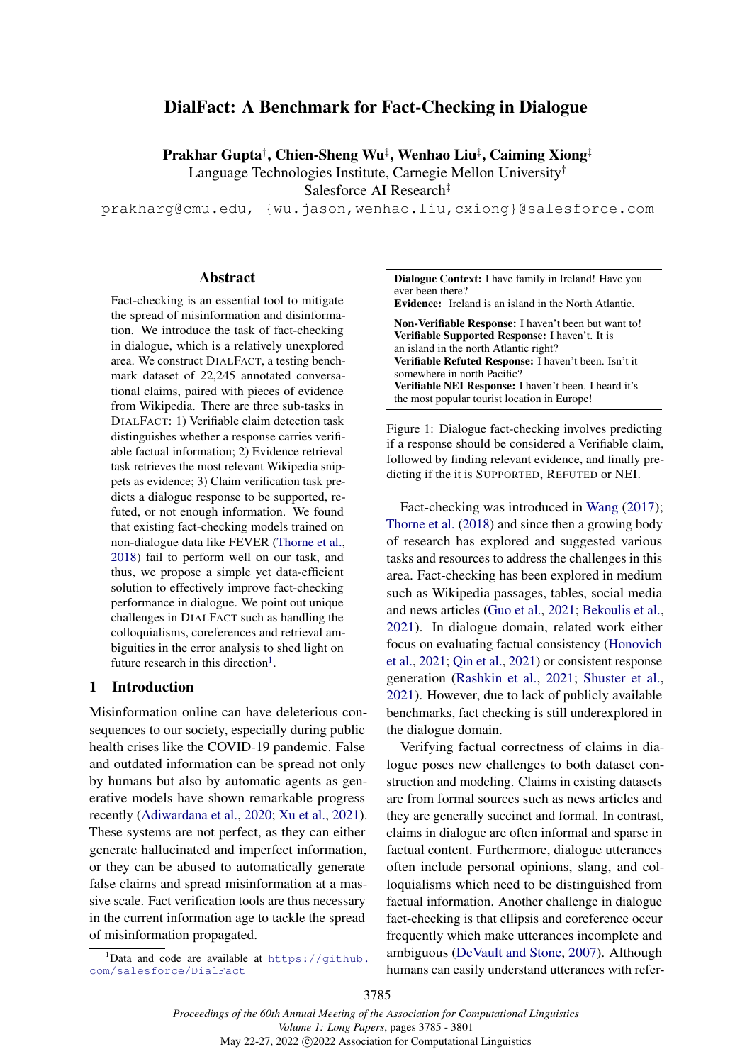# DialFact: A Benchmark for Fact-Checking in Dialogue

**Prakhar Gupta**[†], **Chien-Sheng Wu**[‡], **Wenhao Liu**[‡], **Caiming Xiong**[‡]

Language Technologies Institute, Carnegie Mellon University[†]

Salesforce AI Research[‡]

prakharg@cmu.edu, {wu.jason,wenhao.liu,cxiong}@salesforce.com

## Abstract

Fact-checking is an essential tool to mitigate the spread of misinformation and disinformation. We introduce the task of fact-checking in dialogue, which is a relatively unexplored area. We construct DIALFACT, a testing benchmark dataset of 22,245 annotated conversational claims, paired with pieces of evidence from Wikipedia. There are three sub-tasks in DIALFACT: 1) Verifiable claim detection task distinguishes whether a response carries verifiable factual information; 2) Evidence retrieval task retrieves the most relevant Wikipedia snippets as evidence; 3) Claim verification task predicts a dialogue response to be supported, refuted, or not enough information. We found that existing fact-checking models trained on non-dialogue data like FEVER (Thorne et al., 2018) fail to perform well on our task, and thus, we propose a simple yet data-efficient solution to effectively improve fact-checking performance in dialogue. We point out unique challenges in DIALFACT such as handling the colloquialisms, coreferences and retrieval ambiguities in the error analysis to shed light on future research in this direction[1].

## 1 Introduction

Misinformation online can have deleterious consequences to our society, especially during public health crises like the COVID-19 pandemic. False and outdated information can be spread not only by humans but also by automatic agents as generative models have shown remarkable progress recently (Adiwardana et al., 2020; Xu et al., 2021). These systems are not perfect, as they can either generate hallucinated and imperfect information, or they can be abused to automatically generate false claims and spread misinformation at a massive scale. Fact verification tools are thus necessary in the current information age to tackle the spread of misinformation propagated.

[1]Data and code are available at https://github.com/salesforce/DialFact

**Dialogue Context:** I have family in Ireland! Have you ever been there?
**Evidence:** Ireland is an island in the North Atlantic.

**Non-Verifiable Response:** I haven't been but want to!
**Verifiable Supported Response:** I haven't. It is an island in the north Atlantic right?
**Verifiable Refuted Response:** I haven't been. Isn't it somewhere in north Pacific?
**Verifiable NEI Response:** I haven't been. I heard it's the most popular tourist location in Europe!

Figure 1: Dialogue fact-checking involves predicting if a response should be considered a Verifiable claim, followed by finding relevant evidence, and finally predicting if the it is SUPPORTED, REFUTED or NEI.

Fact-checking was introduced in Wang (2017); Thorne et al. (2018) and since then a growing body of research has explored and suggested various tasks and resources to address the challenges in this area. Fact-checking has been explored in medium such as Wikipedia passages, tables, social media and news articles (Guo et al., 2021; Bekoulis et al., 2021). In dialogue domain, related work either focus on evaluating factual consistency (Honovich et al., 2021; Qin et al., 2021) or consistent response generation (Rashkin et al., 2021; Shuster et al., 2021). However, due to lack of publicly available benchmarks, fact checking is still underexplored in the dialogue domain.

Verifying factual correctness of claims in dialogue poses new challenges to both dataset construction and modeling. Claims in existing datasets are from formal sources such as news articles and they are generally succinct and formal. In contrast, claims in dialogue are often informal and sparse in factual content. Furthermore, dialogue utterances often include personal opinions, slang, and colloquialisms which need to be distinguished from factual information. Another challenge in dialogue fact-checking is that ellipsis and coreference occur frequently which make utterances incomplete and ambiguous (DeVault and Stone, 2007). Although humans can easily understand utterances with refer-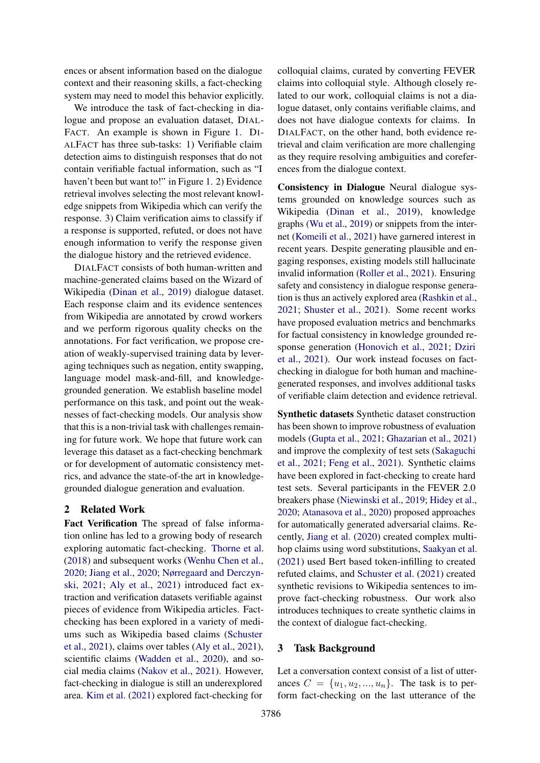ences or absent information based on the dialogue context and their reasoning skills, a fact-checking system may need to model this behavior explicitly.

We introduce the task of fact-checking in dialogue and propose an evaluation dataset, DIALFACT. An example is shown in Figure 1. DIALFACT has three sub-tasks: 1) Verifiable claim detection aims to distinguish responses that do not contain verifiable factual information, such as "I haven't been but want to!" in Figure 1. 2) Evidence retrieval involves selecting the most relevant knowledge snippets from Wikipedia which can verify the response. 3) Claim verification aims to classify if a response is supported, refuted, or does not have enough information to verify the response given the dialogue history and the retrieved evidence.

DIALFACT consists of both human-written and machine-generated claims based on the Wizard of Wikipedia (Dinan et al., 2019) dialogue dataset. Each response claim and its evidence sentences from Wikipedia are annotated by crowd workers and we perform rigorous quality checks on the annotations. For fact verification, we propose creation of weakly-supervised training data by leveraging techniques such as negation, entity swapping, language model mask-and-fill, and knowledge-grounded generation. We establish baseline model performance on this task, and point out the weaknesses of fact-checking models. Our analysis show that this is a non-trivial task with challenges remaining for future work. We hope that future work can leverage this dataset as a fact-checking benchmark or for development of automatic consistency metrics, and advance the state-of-the-art in knowledge-grounded dialogue generation and evaluation.

## 2 Related Work

**Fact Verification** The spread of false information online has led to a growing body of research exploring automatic fact-checking. Thorne et al. (2018) and subsequent works (Wenhu Chen et al., 2020; Jiang et al., 2020; Nørregaard and Derczynski, 2021; Aly et al., 2021) introduced fact extraction and verification datasets verifiable against pieces of evidence from Wikipedia articles. Fact-checking has been explored in a variety of mediums such as Wikipedia based claims (Schuster et al., 2021), claims over tables (Aly et al., 2021), scientific claims (Wadden et al., 2020), and social media claims (Nakov et al., 2021). However, fact-checking in dialogue is still an underexplored area. Kim et al. (2021) explored fact-checking for colloquial claims, curated by converting FEVER claims into colloquial style. Although closely related to our work, colloquial claims is not a dialogue dataset, only contains verifiable claims, and does not have dialogue contexts for claims. In DIALFACT, on the other hand, both evidence retrieval and claim verification are more challenging as they require resolving ambiguities and coreferences from the dialogue context.

**Consistency in Dialogue** Neural dialogue systems grounded on knowledge sources such as Wikipedia (Dinan et al., 2019), knowledge graphs (Wu et al., 2019) or snippets from the internet (Komeili et al., 2021) have garnered interest in recent years. Despite generating plausible and engaging responses, existing models still hallucinate invalid information (Roller et al., 2021). Ensuring safety and consistency in dialogue response generation is thus an actively explored area (Rashkin et al., 2021; Shuster et al., 2021). Some recent works have proposed evaluation metrics and benchmarks for factual consistency in knowledge grounded response generation (Honovich et al., 2021; Dziri et al., 2021). Our work instead focuses on fact-checking in dialogue for both human and machine-generated responses, and involves additional tasks of verifiable claim detection and evidence retrieval.

**Synthetic datasets** Synthetic dataset construction has been shown to improve robustness of evaluation models (Gupta et al., 2021; Ghazarian et al., 2021) and improve the complexity of test sets (Sakaguchi et al., 2021; Feng et al., 2021). Synthetic claims have been explored in fact-checking to create hard test sets. Several participants in the FEVER 2.0 breakers phase (Niewinski et al., 2019; Hidey et al., 2020; Atanasova et al., 2020) proposed approaches for automatically generated adversarial claims. Recently, Jiang et al. (2020) created complex multi-hop claims using word substitutions, Saakyan et al. (2021) used Bert based token-infilling to created refuted claims, and Schuster et al. (2021) created synthetic revisions to Wikipedia sentences to improve fact-checking robustness. Our work also introduces techniques to create synthetic claims in the context of dialogue fact-checking.

## 3 Task Background

Let a conversation context consist of a list of utterances $C = \{u_1, u_2, ..., u_n\}$. The task is to perform fact-checking on the last utterance of the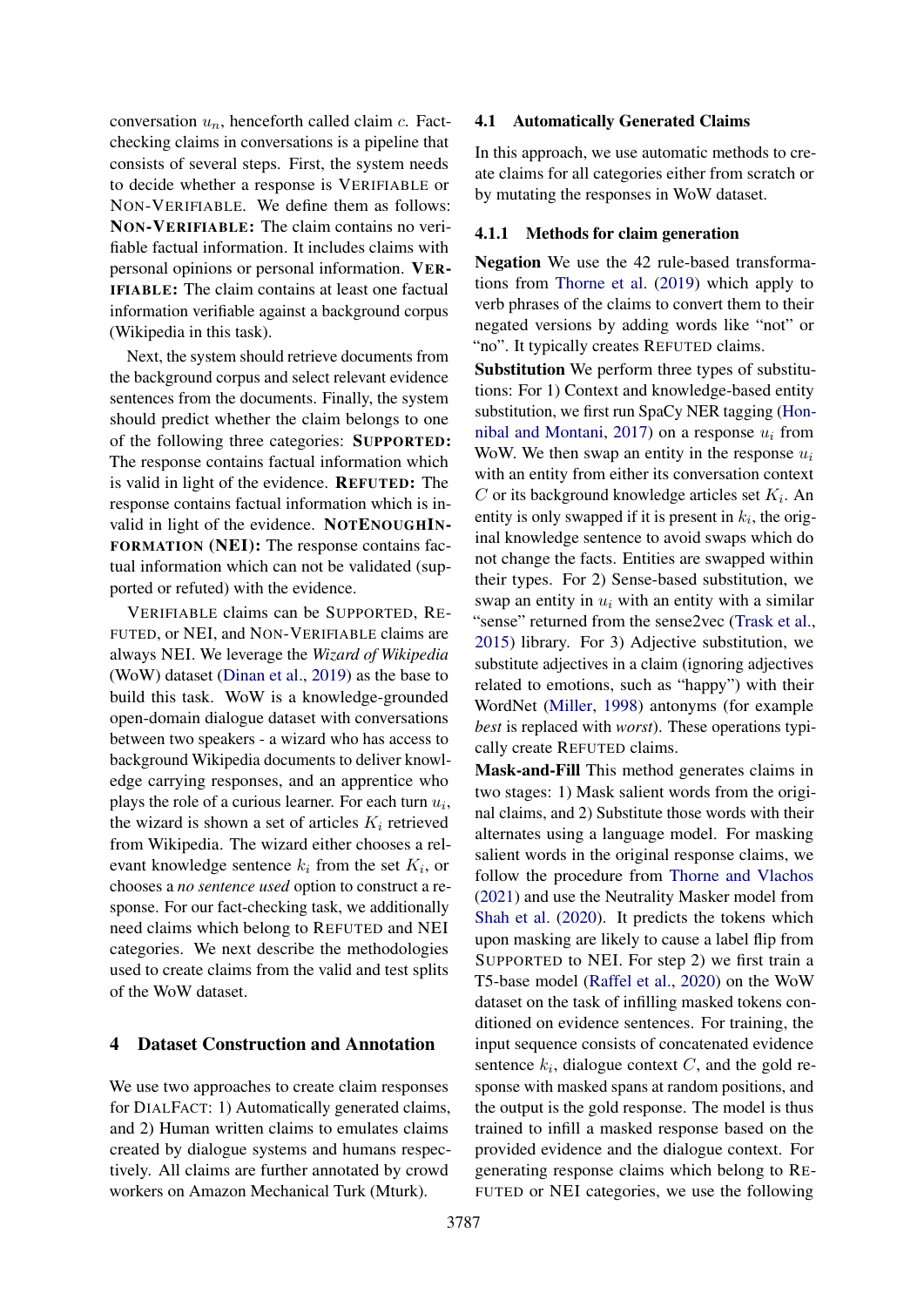conversation $u_n$, henceforth called claim $c$. Fact-checking claims in conversations is a pipeline that consists of several steps. First, the system needs to decide whether a response is VERIFIABLE or NON-VERIFIABLE. We define them as follows: **NON-VERIFIABLE:** The claim contains no verifiable factual information. It includes claims with personal opinions or personal information. **VERIFIABLE:** The claim contains at least one factual information verifiable against a background corpus (Wikipedia in this task).

Next, the system should retrieve documents from the background corpus and select relevant evidence sentences from the documents. Finally, the system should predict whether the claim belongs to one of the following three categories: **SUPPORTED:** The response contains factual information which is valid in light of the evidence. **REFUTED:** The response contains factual information which is invalid in light of the evidence. **NOTENOUGHINFORMATION (NEI):** The response contains factual information which can not be validated (supported or refuted) with the evidence.

VERIFIABLE claims can be SUPPORTED, REFUTED, or NEI, and NON-VERIFIABLE claims are always NEI. We leverage the *Wizard of Wikipedia* (WoW) dataset (Dinan et al., 2019) as the base to build this task. WoW is a knowledge-grounded open-domain dialogue dataset with conversations between two speakers - a wizard who has access to background Wikipedia documents to deliver knowledge carrying responses, and an apprentice who plays the role of a curious learner. For each turn $u_i$, the wizard is shown a set of articles $K_i$ retrieved from Wikipedia. The wizard either chooses a relevant knowledge sentence $k_i$ from the set $K_i$, or chooses a *no sentence used* option to construct a response. For our fact-checking task, we additionally need claims which belong to REFUTED and NEI categories. We next describe the methodologies used to create claims from the valid and test splits of the WoW dataset.

# 4 Dataset Construction and Annotation

We use two approaches to create claim responses for DIALFACT: 1) Automatically generated claims, and 2) Human written claims to emulates claims created by dialogue systems and humans respectively. All claims are further annotated by crowd workers on Amazon Mechanical Turk (Mturk).

## 4.1 Automatically Generated Claims

In this approach, we use automatic methods to create claims for all categories either from scratch or by mutating the responses in WoW dataset.

### 4.1.1 Methods for claim generation

**Negation** We use the 42 rule-based transformations from Thorne et al. (2019) which apply to verb phrases of the claims to convert them to their negated versions by adding words like "not" or "no". It typically creates REFUTED claims.

**Substitution** We perform three types of substitutions: For 1) Context and knowledge-based entity substitution, we first run SpaCy NER tagging (Honnibal and Montani, 2017) on a response $u_i$ from WoW. We then swap an entity in the response $u_i$ with an entity from either its conversation context $C$ or its background knowledge articles set $K_i$. An entity is only swapped if it is present in $k_i$, the original knowledge sentence to avoid swaps which do not change the facts. Entities are swapped within their types. For 2) Sense-based substitution, we swap an entity in $u_i$ with an entity with a similar "sense" returned from the sense2vec (Trask et al., 2015) library. For 3) Adjective substitution, we substitute adjectives in a claim (ignoring adjectives related to emotions, such as "happy") with their WordNet (Miller, 1998) antonyms (for example *best* is replaced with *worst*). These operations typically create REFUTED claims.

**Mask-and-Fill** This method generates claims in two stages: 1) Mask salient words from the original claims, and 2) Substitute those words with their alternates using a language model. For masking salient words in the original response claims, we follow the procedure from Thorne and Vlachos (2021) and use the Neutrality Masker model from Shah et al. (2020). It predicts the tokens which upon masking are likely to cause a label flip from SUPPORTED to NEI. For step 2) we first train a T5-base model (Raffel et al., 2020) on the WoW dataset on the task of infilling masked tokens conditioned on evidence sentences. For training, the input sequence consists of concatenated evidence sentence $k_i$, dialogue context $C$, and the gold response with masked spans at random positions, and the output is the gold response. The model is thus trained to infill a masked response based on the provided evidence and the dialogue context. For generating response claims which belong to REFUTED or NEI categories, we use the following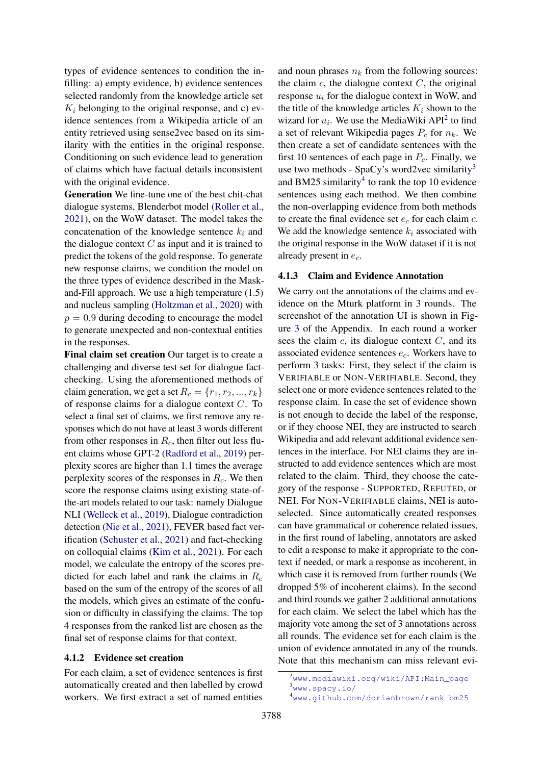types of evidence sentences to condition the infilling: a) empty evidence, b) evidence sentences selected randomly from the knowledge article set $K_i$ belonging to the original response, and c) evidence sentences from a Wikipedia article of an entity retrieved using sense2vec based on its similarity with the entities in the original response. Conditioning on such evidence lead to generation of claims which have factual details inconsistent with the original evidence.

**Generation** We fine-tune one of the best chit-chat dialogue systems, Blenderbot model (Roller et al., 2021), on the WoW dataset. The model takes the concatenation of the knowledge sentence $k_i$ and the dialogue context $C$ as input and it is trained to predict the tokens of the gold response. To generate new response claims, we condition the model on the three types of evidence described in the Mask-and-Fill approach. We use a high temperature (1.5) and nucleus sampling (Holtzman et al., 2020) with $p = 0.9$ during decoding to encourage the model to generate unexpected and non-contextual entities in the responses.

**Final claim set creation** Our target is to create a challenging and diverse test set for dialogue fact-checking. Using the aforementioned methods of claim generation, we get a set $R_c = \{r_1, r_2, ..., r_k\}$ of response claims for a dialogue context $C$. To select a final set of claims, we first remove any responses which do not have at least 3 words different from other responses in $R_c$, then filter out less fluent claims whose GPT-2 (Radford et al., 2019) perplexity scores are higher than 1.1 times the average perplexity scores of the responses in $R_c$. We then score the response claims using existing state-of-the-art models related to our task: namely Dialogue NLI (Welleck et al., 2019), Dialogue contradiction detection (Nie et al., 2021), FEVER based fact verification (Schuster et al., 2021) and fact-checking on colloquial claims (Kim et al., 2021). For each model, we calculate the entropy of the scores predicted for each label and rank the claims in $R_c$ based on the sum of the entropy of the scores of all the models, which gives an estimate of the confusion or difficulty in classifying the claims. The top 4 responses from the ranked list are chosen as the final set of response claims for that context.

### 4.1.2 Evidence set creation

For each claim, a set of evidence sentences is first automatically created and then labelled by crowd workers. We first extract a set of named entities and noun phrases $n_k$ from the following sources: the claim $c$, the dialogue context $C$, the original response $u_i$ for the dialogue context in WoW, and the title of the knowledge articles $K_i$ shown to the wizard for $u_i$. We use the MediaWiki API[2] to find a set of relevant Wikipedia pages $P_c$ for $n_k$. We then create a set of candidate sentences with the first 10 sentences of each page in $P_c$. Finally, we use two methods - SpaCy's word2vec similarity[3] and BM25 similarity[4] to rank the top 10 evidence sentences using each method. We then combine the non-overlapping evidence from both methods to create the final evidence set $e_c$ for each claim $c$. We add the knowledge sentence $k_i$ associated with the original response in the WoW dataset if it is not already present in $e_c$.

### 4.1.3 Claim and Evidence Annotation

We carry out the annotations of the claims and evidence on the Mturk platform in 3 rounds. The screenshot of the annotation UI is shown in Figure 3 of the Appendix. In each round a worker sees the claim $c$, its dialogue context $C$, and its associated evidence sentences $e_c$. Workers have to perform 3 tasks: First, they select if the claim is VERIFIABLE or NON-VERIFIABLE. Second, they select one or more evidence sentences related to the response claim. In case the set of evidence shown is not enough to decide the label of the response, or if they choose NEI, they are instructed to search Wikipedia and add relevant additional evidence sentences in the interface. For NEI claims they are instructed to add evidence sentences which are most related to the claim. Third, they choose the category of the response - SUPPORTED, REFUTED, or NEI. For NON-VERIFIABLE claims, NEI is auto-selected. Since automatically created responses can have grammatical or coherence related issues, in the first round of labeling, annotators are asked to edit a response to make it appropriate to the context if needed, or mark a response as incoherent, in which case it is removed from further rounds (We dropped 5% of incoherent claims). In the second and third rounds we gather 2 additional annotations for each claim. We select the label which has the majority vote among the set of 3 annotations across all rounds. The evidence set for each claim is the union of evidence annotated in any of the rounds. Note that this mechanism can miss relevant evi-

[2] www.mediawiki.org/wiki/API:Main_page

[3] www.spacy.io/

[4] www.github.com/dorianbrown/rank_bm25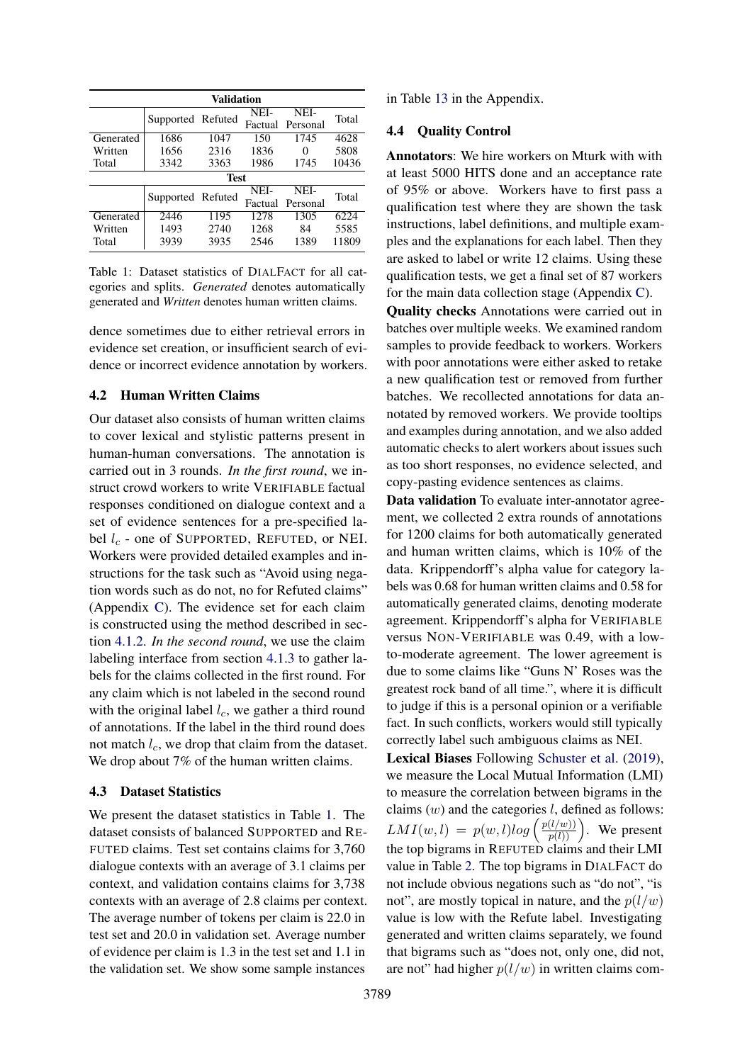| Validation | | | | | |
|---|---|---|---|---|---|
| | Supported | Refuted | NEI-Factual | NEI-Personal | Total |
| Generated | 1686 | 1047 | 150 | 1745 | 4628 |
| Written | 1656 | 2316 | 1836 | 0 | 5808 |
| Total | 3342 | 3363 | 1986 | 1745 | 10436 |
| **Test** | | | | | |
| | Supported | Refuted | NEI-Factual | NEI-Personal | Total |
| Generated | 2446 | 1195 | 1278 | 1305 | 6224 |
| Written | 1493 | 2740 | 1268 | 84 | 5585 |
| Total | 3939 | 3935 | 2546 | 1389 | 11809 |

Table 1: Dataset statistics of DIALFACT for all categories and splits. *Generated* denotes automatically generated and *Written* denotes human written claims.

dence sometimes due to either retrieval errors in evidence set creation, or insufficient search of evidence or incorrect evidence annotation by workers.

### 4.2 Human Written Claims

Our dataset also consists of human written claims to cover lexical and stylistic patterns present in human-human conversations. The annotation is carried out in 3 rounds. *In the first round*, we instruct crowd workers to write VERIFIABLE factual responses conditioned on dialogue context and a set of evidence sentences for a pre-specified label $l_c$ - one of SUPPORTED, REFUTED, or NEI. Workers were provided detailed examples and instructions for the task such as "Avoid using negation words such as do not, no for Refuted claims" (Appendix C). The evidence set for each claim is constructed using the method described in section 4.1.2. *In the second round*, we use the claim labeling interface from section 4.1.3 to gather labels for the claims collected in the first round. For any claim which is not labeled in the second round with the original label $l_c$, we gather a third round of annotations. If the label in the third round does not match $l_c$, we drop that claim from the dataset. We drop about 7% of the human written claims.

### 4.3 Dataset Statistics

We present the dataset statistics in Table 1. The dataset consists of balanced SUPPORTED and REFUTED claims. Test set contains claims for 3,760 dialogue contexts with an average of 3.1 claims per context, and validation contains claims for 3,738 contexts with an average of 2.8 claims per context. The average number of tokens per claim is 22.0 in test set and 20.0 in validation set. Average number of evidence per claim is 1.3 in the test set and 1.1 in the validation set. We show some sample instances in Table 13 in the Appendix.

### 4.4 Quality Control

**Annotators**: We hire workers on Mturk with with at least 5000 HITS done and an acceptance rate of 95% or above. Workers have to first pass a qualification test where they are shown the task instructions, label definitions, and multiple examples and the explanations for each label. Then they are asked to label or write 12 claims. Using these qualification tests, we get a final set of 87 workers for the main data collection stage (Appendix C).

**Quality checks** Annotations were carried out in batches over multiple weeks. We examined random samples to provide feedback to workers. Workers with poor annotations were either asked to retake a new qualification test or removed from further batches. We recollected annotations for data annotated by removed workers. We provide tooltips and examples during annotation, and we also added automatic checks to alert workers about issues such as too short responses, no evidence selected, and copy-pasting evidence sentences as claims.

**Data validation** To evaluate inter-annotator agreement, we collected 2 extra rounds of annotations for 1200 claims for both automatically generated and human written claims, which is 10% of the data. Krippendorff's alpha value for category labels was 0.68 for human written claims and 0.58 for automatically generated claims, denoting moderate agreement. Krippendorff's alpha for VERIFIABLE versus NON-VERIFIABLE was 0.49, with a low-to-moderate agreement. The lower agreement is due to some claims like "Guns N' Roses was the greatest rock band of all time.", where it is difficult to judge if this is a personal opinion or a verifiable fact. In such conflicts, workers would still typically correctly label such ambiguous claims as NEI.

**Lexical Biases** Following Schuster et al. (2019), we measure the Local Mutual Information (LMI) to measure the correlation between bigrams in the claims $(w)$ and the categories $l$, defined as follows: $LMI(w, l) = p(w, l) log \left( \frac{p(l/w))}{p(l))} \right)$. We present the top bigrams in REFUTED claims and their LMI value in Table 2. The top bigrams in DIALFACT do not include obvious negations such as "do not", "is not", are mostly topical in nature, and the $p(l/w)$ value is low with the Refute label. Investigating generated and written claims separately, we found that bigrams such as "does not, only one, did not, are not" had higher $p(l/w)$ in written claims com-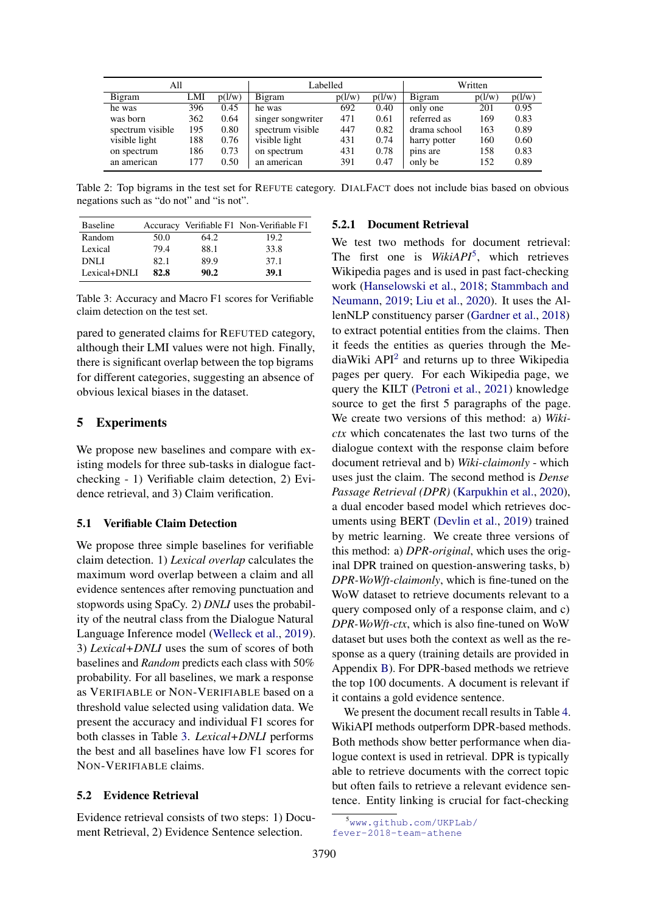| All | | | Labelled | | | Written | | |
|---|---|---|---|---|---|---|---|---|
| Bigram | LMI | p(l/w) | Bigram | p(l/w) | p(l/w) | Bigram | p(l/w) | p(l/w) |
| he was | 396 | 0.45 | he was | 692 | 0.40 | only one | 201 | 0.95 |
| was born | 362 | 0.64 | singer songwriter | 471 | 0.61 | referred as | 169 | 0.83 |
| spectrum visible | 195 | 0.80 | spectrum visible | 447 | 0.82 | drama school | 163 | 0.89 |
| visible light | 188 | 0.76 | visible light | 431 | 0.74 | harry potter | 160 | 0.60 |
| on spectrum | 186 | 0.73 | on spectrum | 431 | 0.78 | pins are | 158 | 0.83 |
| an american | 177 | 0.50 | an american | 391 | 0.47 | only be | 152 | 0.89 |

Table 2: Top bigrams in the test set for REFUTE category. DIALFACT does not include bias based on obvious negations such as "do not" and "is not".

| Baseline | Accuracy | Verifiable F1 | Non-Verifiable F1 |
|---|---|---|---|
| Random | 50.0 | 64.2 | 19.2 |
| Lexical | 79.4 | 88.1 | 33.8 |
| DNLI | 82.1 | 89.9 | 37.1 |
| Lexical+DNLI | **82.8** | **90.2** | **39.1** |

Table 3: Accuracy and Macro F1 scores for Verifiable claim detection on the test set.

pared to generated claims for REFUTED category, although their LMI values were not high. Finally, there is significant overlap between the top bigrams for different categories, suggesting an absence of obvious lexical biases in the dataset.

## 5 Experiments

We propose new baselines and compare with existing models for three sub-tasks in dialogue fact-checking - 1) Verifiable claim detection, 2) Evidence retrieval, and 3) Claim verification.

### 5.1 Verifiable Claim Detection

We propose three simple baselines for verifiable claim detection. 1) *Lexical overlap* calculates the maximum word overlap between a claim and all evidence sentences after removing punctuation and stopwords using SpaCy. 2) *DNLI* uses the probability of the neutral class from the Dialogue Natural Language Inference model (Welleck et al., 2019). 3) *Lexical+DNLI* uses the sum of scores of both baselines and *Random* predicts each class with 50% probability. For all baselines, we mark a response as VERIFIABLE or NON-VERIFIABLE based on a threshold value selected using validation data. We present the accuracy and individual F1 scores for both classes in Table 3. *Lexical+DNLI* performs the best and all baselines have low F1 scores for NON-VERIFIABLE claims.

### 5.2 Evidence Retrieval

Evidence retrieval consists of two steps: 1) Document Retrieval, 2) Evidence Sentence selection.

#### 5.2.1 Document Retrieval

We test two methods for document retrieval: The first one is *WikiAPI*[5], which retrieves Wikipedia pages and is used in past fact-checking work (Hanselowski et al., 2018; Stammbach and Neumann, 2019; Liu et al., 2020). It uses the AllenNLP constituency parser (Gardner et al., 2018) to extract potential entities from the claims. Then it feeds the entities as queries through the MediaWiki API[2] and returns up to three Wikipedia pages per query. For each Wikipedia page, we query the KILT (Petroni et al., 2021) knowledge source to get the first 5 paragraphs of the page. We create two versions of this method: a) *Wiki-ctx* which concatenates the last two turns of the dialogue context with the response claim before document retrieval and b) *Wiki-claimonly* - which uses just the claim. The second method is *Dense Passage Retrieval (DPR)* (Karpukhin et al., 2020), a dual encoder based model which retrieves documents using BERT (Devlin et al., 2019) trained by metric learning. We create three versions of this method: a) *DPR-original*, which uses the original DPR trained on question-answering tasks, b) *DPR-WoWft-claimonly*, which is fine-tuned on the WoW dataset to retrieve documents relevant to a query composed only of a response claim, and c) *DPR-WoWft-ctx*, which is also fine-tuned on WoW dataset but uses both the context as well as the response as a query (training details are provided in Appendix B). For DPR-based methods we retrieve the top 100 documents. A document is relevant if it contains a gold evidence sentence.

We present the document recall results in Table 4. WikiAPI methods outperform DPR-based methods. Both methods show better performance when dialogue context is used in retrieval. DPR is typically able to retrieve documents with the correct topic but often fails to retrieve a relevant evidence sentence. Entity linking is crucial for fact-checking

[5] www.github.com/UKPLab/fever-2018-team-athene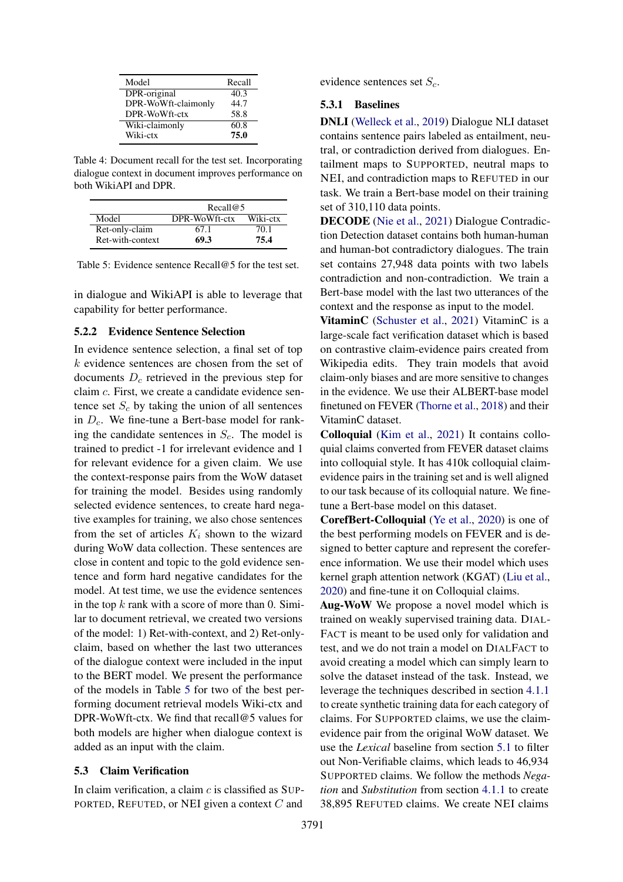| Model | Recall |
|---|---|
| DPR-original | 40.3 |
| DPR-WoWft-claimonly | 44.7 |
| DPR-WoWft-ctx | 58.8 |
| Wiki-claimonly | 60.8 |
| Wiki-ctx | **75.0** |

Table 4: Document recall for the test set. Incorporating dialogue context in document improves performance on both WikiAPI and DPR.

| | Recall@5 | |
|---|---|---|
| Model | DPR-WoWft-ctx | Wiki-ctx |
| Ret-only-claim | 67.1 | 70.1 |
| Ret-with-context | **69.3** | **75.4** |

Table 5: Evidence sentence Recall@5 for the test set.

in dialogue and WikiAPI is able to leverage that capability for better performance.

### 5.2.2 Evidence Sentence Selection

In evidence sentence selection, a final set of top $k$ evidence sentences are chosen from the set of documents $D_c$ retrieved in the previous step for claim $c$. First, we create a candidate evidence sentence set $S_c$ by taking the union of all sentences in $D_c$. We fine-tune a Bert-base model for ranking the candidate sentences in $S_c$. The model is trained to predict -1 for irrelevant evidence and 1 for relevant evidence for a given claim. We use the context-response pairs from the WoW dataset for training the model. Besides using randomly selected evidence sentences, to create hard negative examples for training, we also chose sentences from the set of articles $K_i$ shown to the wizard during WoW data collection. These sentences are close in content and topic to the gold evidence sentence and form hard negative candidates for the model. At test time, we use the evidence sentences in the top $k$ rank with a score of more than 0. Similar to document retrieval, we created two versions of the model: 1) Ret-with-context, and 2) Ret-only-claim, based on whether the last two utterances of the dialogue context were included in the input to the BERT model. We present the performance of the models in Table 5 for two of the best performing document retrieval models Wiki-ctx and DPR-WoWft-ctx. We find that recall@5 values for both models are higher when dialogue context is added as an input with the claim.

## 5.3 Claim Verification

In claim verification, a claim $c$ is classified as SUPPORTED, REFUTED, or NEI given a context $C$ and evidence sentences set $S_c$.

### 5.3.1 Baselines

**DNLI** (Welleck et al., 2019) Dialogue NLI dataset contains sentence pairs labeled as entailment, neutral, or contradiction derived from dialogues. Entailment maps to SUPPORTED, neutral maps to NEI, and contradiction maps to REFUTED in our task. We train a Bert-base model on their training set of 310,110 data points.

**DECODE** (Nie et al., 2021) Dialogue Contradiction Detection dataset contains both human-human and human-bot contradictory dialogues. The train set contains 27,948 data points with two labels contradiction and non-contradiction. We train a Bert-base model with the last two utterances of the context and the response as input to the model.

**VitaminC** (Schuster et al., 2021) VitaminC is a large-scale fact verification dataset which is based on contrastive claim-evidence pairs created from Wikipedia edits. They train models that avoid claim-only biases and are more sensitive to changes in the evidence. We use their ALBERT-base model finetuned on FEVER (Thorne et al., 2018) and their VitaminC dataset.

**Colloquial** (Kim et al., 2021) It contains colloquial claims converted from FEVER dataset claims into colloquial style. It has 410k colloquial claim-evidence pairs in the training set and is well aligned to our task because of its colloquial nature. We fine-tune a Bert-base model on this dataset.

**CorefBert-Colloquial** (Ye et al., 2020) is one of the best performing models on FEVER and is designed to better capture and represent the coreference information. We use their model which uses kernel graph attention network (KGAT) (Liu et al., 2020) and fine-tune it on Colloquial claims.

**Aug-WoW** We propose a novel model which is trained on weakly supervised training data. DIALFACT is meant to be used only for validation and test, and we do not train a model on DIALFACT to avoid creating a model which can simply learn to solve the dataset instead of the task. Instead, we leverage the techniques described in section 4.1.1 to create synthetic training data for each category of claims. For SUPPORTED claims, we use the claim-evidence pair from the original WoW dataset. We use the *Lexical* baseline from section 5.1 to filter out Non-Verifiable claims, which leads to 46,934 SUPPORTED claims. We follow the methods *Negation* and *Substitution* from section 4.1.1 to create 38,895 REFUTED claims. We create NEI claims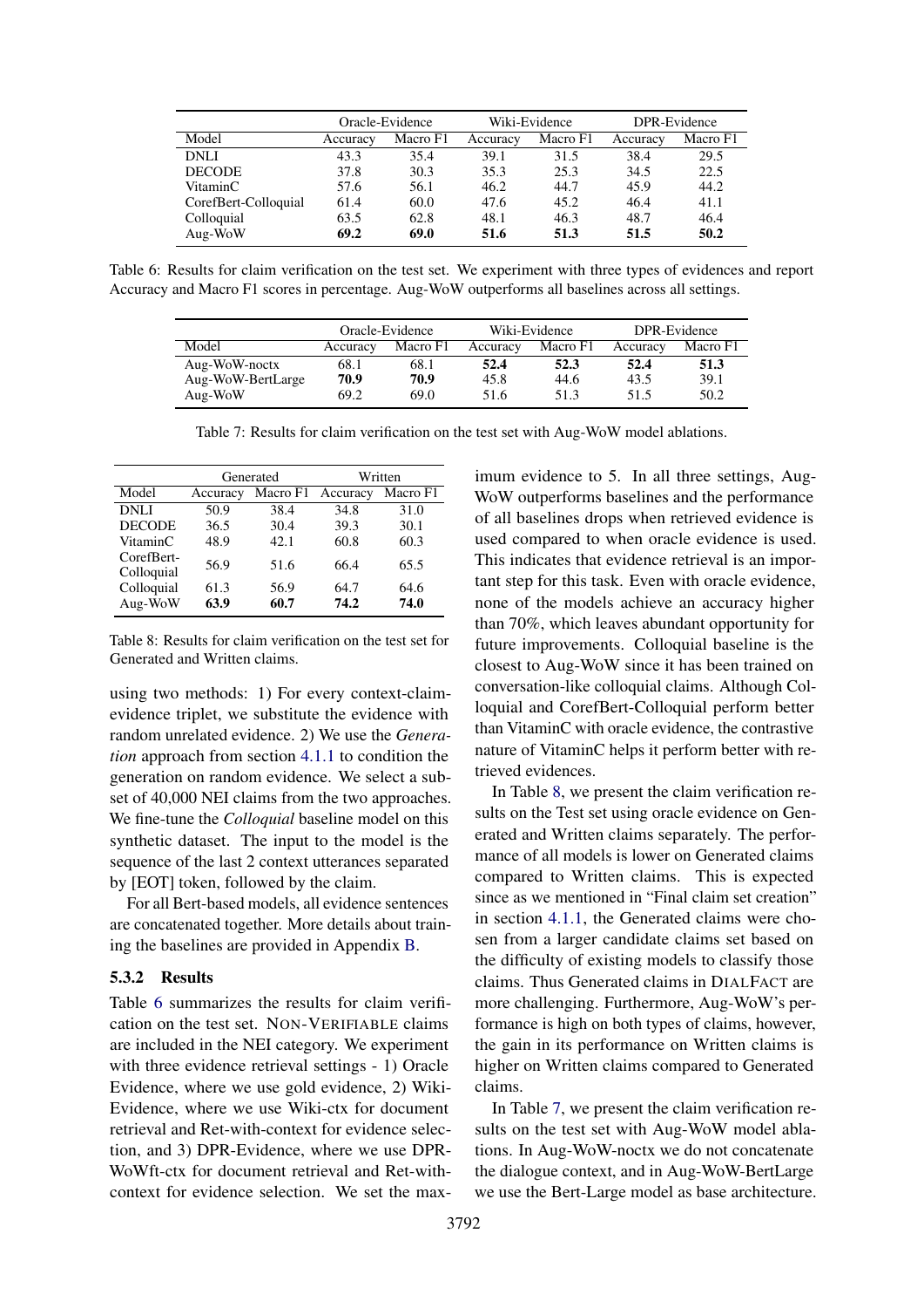| | Oracle-Evidence | | Wiki-Evidence | | DPR-Evidence | |
|---|---|---|---|---|---|---|
| Model | Accuracy | Macro F1 | Accuracy | Macro F1 | Accuracy | Macro F1 |
| DNLI | 43.3 | 35.4 | 39.1 | 31.5 | 38.4 | 29.5 |
| DECODE | 37.8 | 30.3 | 35.3 | 25.3 | 34.5 | 22.5 |
| VitaminC | 57.6 | 56.1 | 46.2 | 44.7 | 45.9 | 44.2 |
| CorefBert-Colloquial | 61.4 | 60.0 | 47.6 | 45.2 | 46.4 | 41.1 |
| Colloquial | 63.5 | 62.8 | 48.1 | 46.3 | 48.7 | 46.4 |
| Aug-WoW | **69.2** | **69.0** | **51.6** | **51.3** | **51.5** | **50.2** |

Table 6: Results for claim verification on the test set. We experiment with three types of evidences and report Accuracy and Macro F1 scores in percentage. Aug-WoW outperforms all baselines across all settings.

| | Oracle-Evidence | | Wiki-Evidence | | DPR-Evidence | |
|---|---|---|---|---|---|---|
| Model | Accuracy | Macro F1 | Accuracy | Macro F1 | Accuracy | Macro F1 |
| Aug-WoW-noctx | 68.1 | 68.1 | **52.4** | **52.3** | **52.4** | **51.3** |
| Aug-WoW-BertLarge | **70.9** | **70.9** | 45.8 | 44.6 | 43.5 | 39.1 |
| Aug-WoW | 69.2 | 69.0 | 51.6 | 51.3 | 51.5 | 50.2 |

Table 7: Results for claim verification on the test set with Aug-WoW model ablations.

| | Generated | | Written | |
|---|---|---|---|---|
| Model | Accuracy | Macro F1 | Accuracy | Macro F1 |
| DNLI | 50.9 | 38.4 | 34.8 | 31.0 |
| DECODE | 36.5 | 30.4 | 39.3 | 30.1 |
| VitaminC | 48.9 | 42.1 | 60.8 | 60.3 |
| CorefBert-Colloquial | 56.9 | 51.6 | 66.4 | 65.5 |
| Colloquial | 61.3 | 56.9 | 64.7 | 64.6 |
| Aug-WoW | **63.9** | **60.7** | **74.2** | **74.0** |

Table 8: Results for claim verification on the test set for Generated and Written claims.

using two methods: 1) For every context-claim-evidence triplet, we substitute the evidence with random unrelated evidence. 2) We use the *Generation* approach from section 4.1.1 to condition the generation on random evidence. We select a subset of 40,000 NEI claims from the two approaches. We fine-tune the *Colloquial* baseline model on this synthetic dataset. The input to the model is the sequence of the last 2 context utterances separated by [EOT] token, followed by the claim.

For all Bert-based models, all evidence sentences are concatenated together. More details about training the baselines are provided in Appendix B.

### 5.3.2 Results

Table 6 summarizes the results for claim verification on the test set. NON-VERIFIABLE claims are included in the NEI category. We experiment with three evidence retrieval settings - 1) Oracle Evidence, where we use gold evidence, 2) Wiki-Evidence, where we use Wiki-ctx for document retrieval and Ret-with-context for evidence selection, and 3) DPR-Evidence, where we use DPR-WoWft-ctx for document retrieval and Ret-with-context for evidence selection. We set the maximum evidence to 5. In all three settings, Aug-WoW outperforms baselines and the performance of all baselines drops when retrieved evidence is used compared to when oracle evidence is used. This indicates that evidence retrieval is an important step for this task. Even with oracle evidence, none of the models achieve an accuracy higher than 70%, which leaves abundant opportunity for future improvements. Colloquial baseline is the closest to Aug-WoW since it has been trained on conversation-like colloquial claims. Although Colloquial and CorefBert-Colloquial perform better than VitaminC with oracle evidence, the contrastive nature of VitaminC helps it perform better with retrieved evidences.

In Table 8, we present the claim verification results on the Test set using oracle evidence on Generated and Written claims separately. The performance of all models is lower on Generated claims compared to Written claims. This is expected since as we mentioned in "Final claim set creation" in section 4.1.1, the Generated claims were chosen from a larger candidate claims set based on the difficulty of existing models to classify those claims. Thus Generated claims in DIALFACT are more challenging. Furthermore, Aug-WoW's performance is high on both types of claims, however, the gain in its performance on Written claims is higher on Written claims compared to Generated claims.

In Table 7, we present the claim verification results on the test set with Aug-WoW model ablations. In Aug-WoW-noctx we do not concatenate the dialogue context, and in Aug-WoW-BertLarge we use the Bert-Large model as base architecture.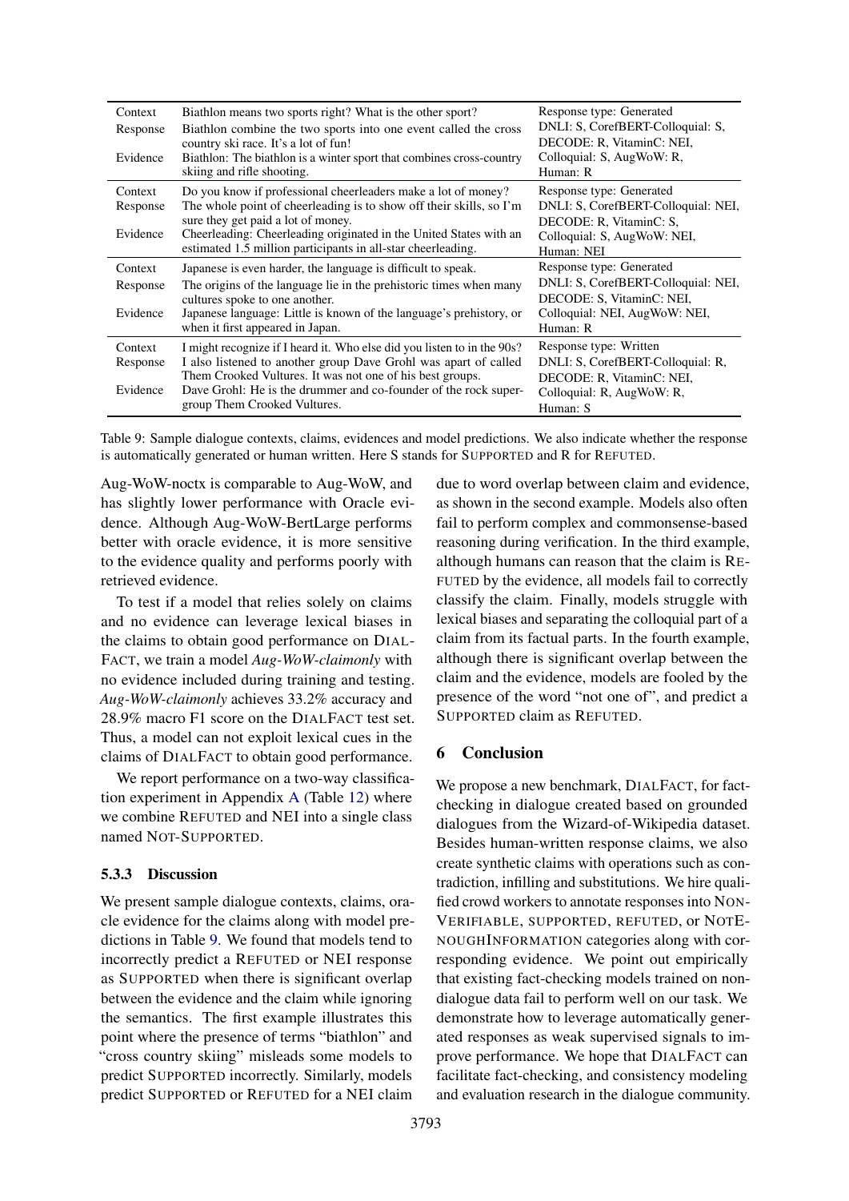| | | |
|---|---|---|
| Context | Biathlon means two sports right? What is the other sport? | Response type: Generated |
| Response | Biathlon combine the two sports into one event called the cross country ski race. It's a lot of fun! | DNLI: S, CorefBERT-Colloquial: S, DECODE: R, VitaminC: NEI, |
| Evidence | Biathlon: The biathlon is a winter sport that combines cross-country skiing and rifle shooting. | Colloquial: S, AugWoW: R, Human: R |
| Context | Do you know if professional cheerleaders make a lot of money? | Response type: Generated |
| Response | The whole point of cheerleading is to show off their skills, so I'm sure they get paid a lot of money. | DNLI: S, CorefBERT-Colloquial: NEI, DECODE: R, VitaminC: S, |
| Evidence | Cheerleading: Cheerleading originated in the United States with an estimated 1.5 million participants in all-star cheerleading. | Colloquial: S, AugWoW: NEI, Human: NEI |
| Context | Japanese is even harder, the language is difficult to speak. | Response type: Generated |
| Response | The origins of the language lie in the prehistoric times when many cultures spoke to one another. | DNLI: S, CorefBERT-Colloquial: NEI, DECODE: S, VitaminC: NEI, |
| Evidence | Japanese language: Little is known of the language's prehistory, or when it first appeared in Japan. | Colloquial: NEI, AugWoW: NEI, Human: R |
| Context | I might recognize if I heard it. Who else did you listen to in the 90s? | Response type: Written |
| Response | I also listened to another group Dave Grohl was apart of called Them Crooked Vultures. It was not one of his best groups. | DNLI: S, CorefBERT-Colloquial: R, DECODE: R, VitaminC: NEI, |
| Evidence | Dave Grohl: He is the drummer and co-founder of the rock supergroup Them Crooked Vultures. | Colloquial: R, AugWoW: R, Human: S |

Table 9: Sample dialogue contexts, claims, evidences and model predictions. We also indicate whether the response is automatically generated or human written. Here S stands for SUPPORTED and R for REFUTED.

Aug-WoW-noctx is comparable to Aug-WoW, and has slightly lower performance with Oracle evidence. Although Aug-WoW-BertLarge performs better with oracle evidence, it is more sensitive to the evidence quality and performs poorly with retrieved evidence.

To test if a model that relies solely on claims and no evidence can leverage lexical biases in the claims to obtain good performance on DIALFACT, we train a model *Aug-WoW-claimonly* with no evidence included during training and testing. *Aug-WoW-claimonly* achieves 33.2% accuracy and 28.9% macro F1 score on the DIALFACT test set. Thus, a model can not exploit lexical cues in the claims of DIALFACT to obtain good performance.

We report performance on a two-way classification experiment in Appendix A (Table 12) where we combine REFUTED and NEI into a single class named NOT-SUPPORTED.

### 5.3.3 Discussion

We present sample dialogue contexts, claims, oracle evidence for the claims along with model predictions in Table 9. We found that models tend to incorrectly predict a REFUTED or NEI response as SUPPORTED when there is significant overlap between the evidence and the claim while ignoring the semantics. The first example illustrates this point where the presence of terms "biathlon" and "cross country skiing" misleads some models to predict SUPPORTED incorrectly. Similarly, models predict SUPPORTED or REFUTED for a NEI claim due to word overlap between claim and evidence, as shown in the second example. Models also often fail to perform complex and commonsense-based reasoning during verification. In the third example, although humans can reason that the claim is REFUTED by the evidence, all models fail to correctly classify the claim. Finally, models struggle with lexical biases and separating the colloquial part of a claim from its factual parts. In the fourth example, although there is significant overlap between the claim and the evidence, models are fooled by the presence of the word "not one of", and predict a SUPPORTED claim as REFUTED.

## 6 Conclusion

We propose a new benchmark, DIALFACT, for fact-checking in dialogue created based on grounded dialogues from the Wizard-of-Wikipedia dataset. Besides human-written response claims, we also create synthetic claims with operations such as contradiction, infilling and substitutions. We hire qualified crowd workers to annotate responses into NON-VERIFIABLE, SUPPORTED, REFUTED, or NOTENOUGHINFORMATION categories along with corresponding evidence. We point out empirically that existing fact-checking models trained on non-dialogue data fail to perform well on our task. We demonstrate how to leverage automatically generated responses as weak supervised signals to improve performance. We hope that DIALFACT can facilitate fact-checking, and consistency modeling and evaluation research in the dialogue community.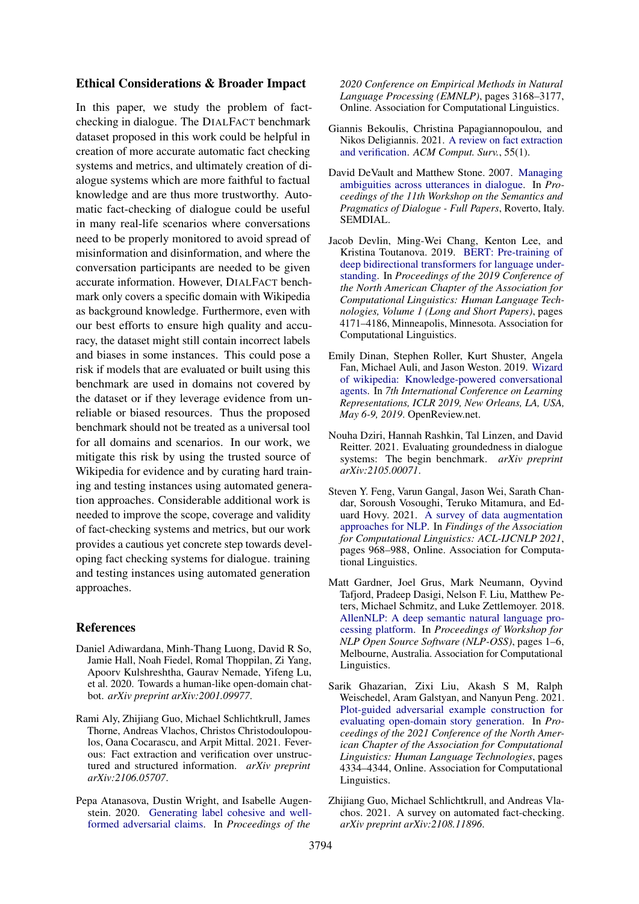## Ethical Considerations & Broader Impact

In this paper, we study the problem of fact-checking in dialogue. The DIALFACT benchmark dataset proposed in this work could be helpful in creation of more accurate automatic fact checking systems and metrics, and ultimately creation of dialogue systems which are more faithful to factual knowledge and are thus more trustworthy. Automatic fact-checking of dialogue could be useful in many real-life scenarios where conversations need to be properly monitored to avoid spread of misinformation and disinformation, and where the conversation participants are needed to be given accurate information. However, DIALFACT benchmark only covers a specific domain with Wikipedia as background knowledge. Furthermore, even with our best efforts to ensure high quality and accuracy, the dataset might still contain incorrect labels and biases in some instances. This could pose a risk if models that are evaluated or built using this benchmark are used in domains not covered by the dataset or if they leverage evidence from unreliable or biased resources. Thus the proposed benchmark should not be treated as a universal tool for all domains and scenarios. In our work, we mitigate this risk by using the trusted source of Wikipedia for evidence and by curating hard training and testing instances using automated generation approaches. Considerable additional work is needed to improve the scope, coverage and validity of fact-checking systems and metrics, but our work provides a cautious yet concrete step towards developing fact checking systems for dialogue. training and testing instances using automated generation approaches.

## References

Daniel Adiwardana, Minh-Thang Luong, David R So, Jamie Hall, Noah Fiedel, Romal Thoppilan, Zi Yang, Apoorv Kulshreshtha, Gaurav Nemade, Yifeng Lu, et al. 2020. Towards a human-like open-domain chatbot. *arXiv preprint arXiv:2001.09977*.

Rami Aly, Zhijiang Guo, Michael Schlichtkrull, James Thorne, Andreas Vlachos, Christos Christodoulopoulos, Oana Cocarascu, and Arpit Mittal. 2021. Feverous: Fact extraction and verification over unstructured and structured information. *arXiv preprint arXiv:2106.05707*.

Pepa Atanasova, Dustin Wright, and Isabelle Augenstein. 2020. Generating label cohesive and well-formed adversarial claims. In *Proceedings of the 2020 Conference on Empirical Methods in Natural Language Processing (EMNLP)*, pages 3168–3177, Online. Association for Computational Linguistics.

Giannis Bekoulis, Christina Papagiannopoulou, and Nikos Deligiannis. 2021. A review on fact extraction and verification. *ACM Comput. Surv.*, 55(1).

David DeVault and Matthew Stone. 2007. Managing ambiguities across utterances in dialogue. In *Proceedings of the 11th Workshop on the Semantics and Pragmatics of Dialogue - Full Papers*, Roverto, Italy. SEMDIAL.

Jacob Devlin, Ming-Wei Chang, Kenton Lee, and Kristina Toutanova. 2019. BERT: Pre-training of deep bidirectional transformers for language understanding. In *Proceedings of the 2019 Conference of the North American Chapter of the Association for Computational Linguistics: Human Language Technologies, Volume 1 (Long and Short Papers)*, pages 4171–4186, Minneapolis, Minnesota. Association for Computational Linguistics.

Emily Dinan, Stephen Roller, Kurt Shuster, Angela Fan, Michael Auli, and Jason Weston. 2019. Wizard of wikipedia: Knowledge-powered conversational agents. In *7th International Conference on Learning Representations, ICLR 2019, New Orleans, LA, USA, May 6-9, 2019*. OpenReview.net.

Nouha Dziri, Hannah Rashkin, Tal Linzen, and David Reitter. 2021. Evaluating groundedness in dialogue systems: The begin benchmark. *arXiv preprint arXiv:2105.00071*.

Steven Y. Feng, Varun Gangal, Jason Wei, Sarath Chandar, Soroush Vosoughi, Teruko Mitamura, and Eduard Hovy. 2021. A survey of data augmentation approaches for NLP. In *Findings of the Association for Computational Linguistics: ACL-IJCNLP 2021*, pages 968–988, Online. Association for Computational Linguistics.

Matt Gardner, Joel Grus, Mark Neumann, Oyvind Tafjord, Pradeep Dasigi, Nelson F. Liu, Matthew Peters, Michael Schmitz, and Luke Zettlemoyer. 2018. AllenNLP: A deep semantic natural language processing platform. In *Proceedings of Workshop for NLP Open Source Software (NLP-OSS)*, pages 1–6, Melbourne, Australia. Association for Computational Linguistics.

Sarik Ghazarian, Zixi Liu, Akash S M, Ralph Weischedel, Aram Galstyan, and Nanyun Peng. 2021. Plot-guided adversarial example construction for evaluating open-domain story generation. In *Proceedings of the 2021 Conference of the North American Chapter of the Association for Computational Linguistics: Human Language Technologies*, pages 4334–4344, Online. Association for Computational Linguistics.

Zhijiang Guo, Michael Schlichtkrull, and Andreas Vlachos. 2021. A survey on automated fact-checking. *arXiv preprint arXiv:2108.11896*.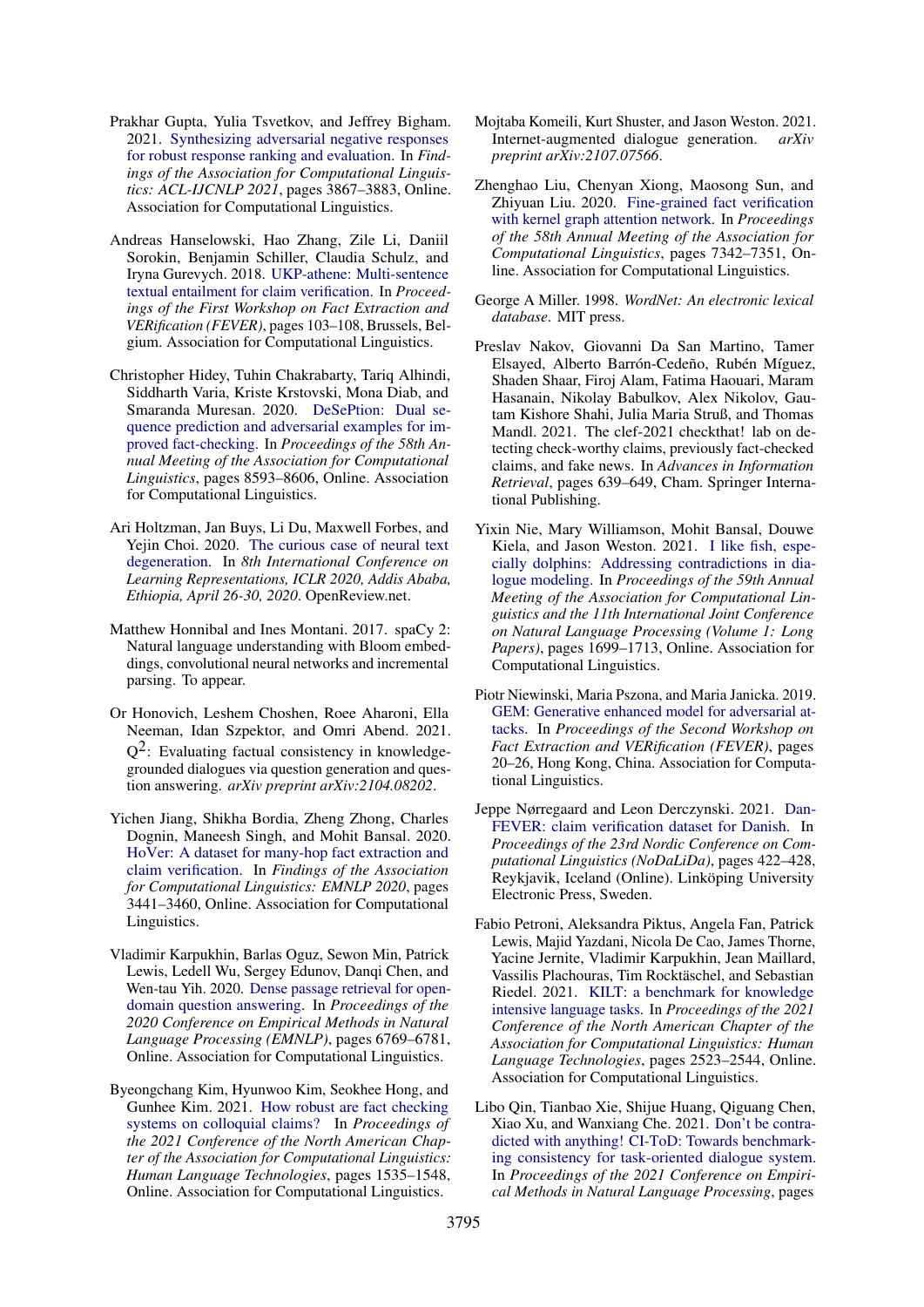Prakhar Gupta, Yulia Tsvetkov, and Jeffrey Bigham. 2021. Synthesizing adversarial negative responses for robust response ranking and evaluation. In *Findings of the Association for Computational Linguistics: ACL-IJCNLP 2021*, pages 3867–3883, Online. Association for Computational Linguistics.

Andreas Hanselowski, Hao Zhang, Zile Li, Daniil Sorokin, Benjamin Schiller, Claudia Schulz, and Iryna Gurevych. 2018. UKP-athene: Multi-sentence textual entailment for claim verification. In *Proceedings of the First Workshop on Fact Extraction and VERification (FEVER)*, pages 103–108, Brussels, Belgium. Association for Computational Linguistics.

Christopher Hidey, Tuhin Chakrabarty, Tariq Alhindi, Siddharth Varia, Kriste Krstovski, Mona Diab, and Smaranda Muresan. 2020. DeSePtion: Dual sequence prediction and adversarial examples for improved fact-checking. In *Proceedings of the 58th Annual Meeting of the Association for Computational Linguistics*, pages 8593–8606, Online. Association for Computational Linguistics.

Ari Holtzman, Jan Buys, Li Du, Maxwell Forbes, and Yejin Choi. 2020. The curious case of neural text degeneration. In *8th International Conference on Learning Representations, ICLR 2020, Addis Ababa, Ethiopia, April 26-30, 2020*. OpenReview.net.

Matthew Honnibal and Ines Montani. 2017. spaCy 2: Natural language understanding with Bloom embeddings, convolutional neural networks and incremental parsing. To appear.

Or Honovich, Leshem Choshen, Roee Aharoni, Ella Neeman, Idan Szpektor, and Omri Abend. 2021. $Q^2$: Evaluating factual consistency in knowledge-grounded dialogues via question generation and question answering. *arXiv preprint arXiv:2104.08202*.

Yichen Jiang, Shikha Bordia, Zheng Zhong, Charles Dognin, Maneesh Singh, and Mohit Bansal. 2020. HoVer: A dataset for many-hop fact extraction and claim verification. In *Findings of the Association for Computational Linguistics: EMNLP 2020*, pages 3441–3460, Online. Association for Computational Linguistics.

Vladimir Karpukhin, Barlas Oguz, Sewon Min, Patrick Lewis, Ledell Wu, Sergey Edunov, Danqi Chen, and Wen-tau Yih. 2020. Dense passage retrieval for open-domain question answering. In *Proceedings of the 2020 Conference on Empirical Methods in Natural Language Processing (EMNLP)*, pages 6769–6781, Online. Association for Computational Linguistics.

Byeongchang Kim, Hyunwoo Kim, Seokhee Hong, and Gunhee Kim. 2021. How robust are fact checking systems on colloquial claims? In *Proceedings of the 2021 Conference of the North American Chapter of the Association for Computational Linguistics: Human Language Technologies*, pages 1535–1548, Online. Association for Computational Linguistics.

Mojtaba Komeili, Kurt Shuster, and Jason Weston. 2021. Internet-augmented dialogue generation. *arXiv preprint arXiv:2107.07566*.

Zhenghao Liu, Chenyan Xiong, Maosong Sun, and Zhiyuan Liu. 2020. Fine-grained fact verification with kernel graph attention network. In *Proceedings of the 58th Annual Meeting of the Association for Computational Linguistics*, pages 7342–7351, Online. Association for Computational Linguistics.

George A Miller. 1998. *WordNet: An electronic lexical database*. MIT press.

Preslav Nakov, Giovanni Da San Martino, Tamer Elsayed, Alberto Barrón-Cedeño, Rubén Míguez, Shaden Shaar, Firoj Alam, Fatima Haouari, Maram Hasanain, Nikolay Babulkov, Alex Nikolov, Gautam Kishore Shahi, Julia Maria Struß, and Thomas Mandl. 2021. The clef-2021 checkthat! lab on detecting check-worthy claims, previously fact-checked claims, and fake news. In *Advances in Information Retrieval*, pages 639–649, Cham. Springer International Publishing.

Yixin Nie, Mary Williamson, Mohit Bansal, Douwe Kiela, and Jason Weston. 2021. I like fish, especially dolphins: Addressing contradictions in dialogue modeling. In *Proceedings of the 59th Annual Meeting of the Association for Computational Linguistics and the 11th International Joint Conference on Natural Language Processing (Volume 1: Long Papers)*, pages 1699–1713, Online. Association for Computational Linguistics.

Piotr Niewinski, Maria Pszona, and Maria Janicka. 2019. GEM: Generative enhanced model for adversarial attacks. In *Proceedings of the Second Workshop on Fact Extraction and VERification (FEVER)*, pages 20–26, Hong Kong, China. Association for Computational Linguistics.

Jeppe Nørregaard and Leon Derczynski. 2021. DanFEVER: claim verification dataset for Danish. In *Proceedings of the 23rd Nordic Conference on Computational Linguistics (NoDaLiDa)*, pages 422–428, Reykjavik, Iceland (Online). Linköping University Electronic Press, Sweden.

Fabio Petroni, Aleksandra Piktus, Angela Fan, Patrick Lewis, Majid Yazdani, Nicola De Cao, James Thorne, Yacine Jernite, Vladimir Karpukhin, Jean Maillard, Vassilis Plachouras, Tim Rocktäschel, and Sebastian Riedel. 2021. KILT: a benchmark for knowledge intensive language tasks. In *Proceedings of the 2021 Conference of the North American Chapter of the Association for Computational Linguistics: Human Language Technologies*, pages 2523–2544, Online. Association for Computational Linguistics.

Libo Qin, Tianbao Xie, Shijue Huang, Qiguang Chen, Xiao Xu, and Wanxiang Che. 2021. Don't be contradicted with anything! CI-ToD: Towards benchmarking consistency for task-oriented dialogue system. In *Proceedings of the 2021 Conference on Empirical Methods in Natural Language Processing*, pages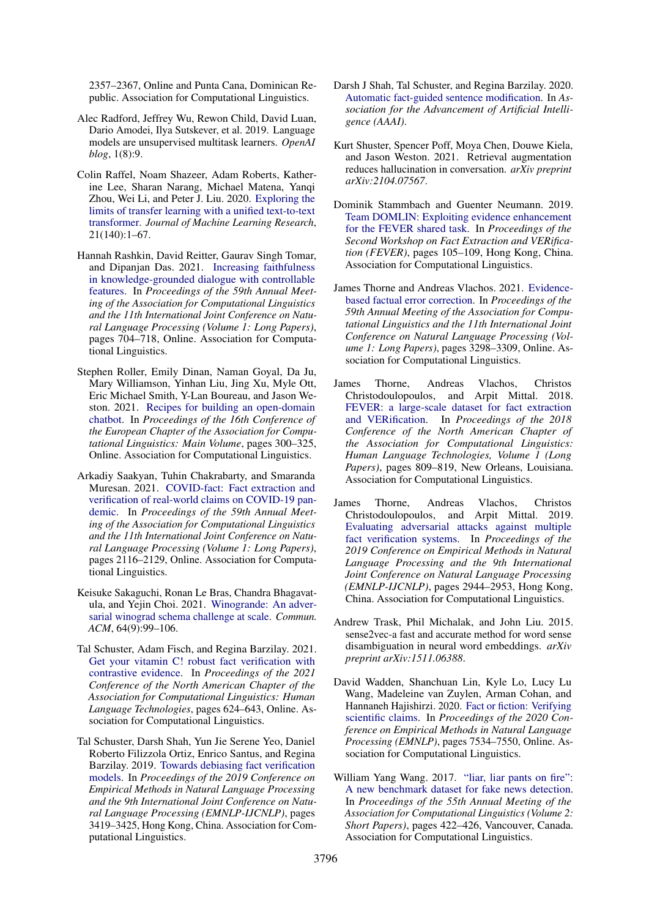2357–2367, Online and Punta Cana, Dominican Republic. Association for Computational Linguistics.

Alec Radford, Jeffrey Wu, Rewon Child, David Luan, Dario Amodei, Ilya Sutskever, et al. 2019. Language models are unsupervised multitask learners. *OpenAI blog*, 1(8):9.

Colin Raffel, Noam Shazeer, Adam Roberts, Katherine Lee, Sharan Narang, Michael Matena, Yanqi Zhou, Wei Li, and Peter J. Liu. 2020. Exploring the limits of transfer learning with a unified text-to-text transformer. *Journal of Machine Learning Research*, 21(140):1–67.

Hannah Rashkin, David Reitter, Gaurav Singh Tomar, and Dipanjan Das. 2021. Increasing faithfulness in knowledge-grounded dialogue with controllable features. In *Proceedings of the 59th Annual Meeting of the Association for Computational Linguistics and the 11th International Joint Conference on Natural Language Processing (Volume 1: Long Papers)*, pages 704–718, Online. Association for Computational Linguistics.

Stephen Roller, Emily Dinan, Naman Goyal, Da Ju, Mary Williamson, Yinhan Liu, Jing Xu, Myle Ott, Eric Michael Smith, Y-Lan Boureau, and Jason Weston. 2021. Recipes for building an open-domain chatbot. In *Proceedings of the 16th Conference of the European Chapter of the Association for Computational Linguistics: Main Volume*, pages 300–325, Online. Association for Computational Linguistics.

Arkadiy Saakyan, Tuhin Chakrabarty, and Smaranda Muresan. 2021. COVID-fact: Fact extraction and verification of real-world claims on COVID-19 pandemic. In *Proceedings of the 59th Annual Meeting of the Association for Computational Linguistics and the 11th International Joint Conference on Natural Language Processing (Volume 1: Long Papers)*, pages 2116–2129, Online. Association for Computational Linguistics.

Keisuke Sakaguchi, Ronan Le Bras, Chandra Bhagavatula, and Yejin Choi. 2021. Winogrande: An adversarial winograd schema challenge at scale. *Commun. ACM*, 64(9):99–106.

Tal Schuster, Adam Fisch, and Regina Barzilay. 2021. Get your vitamin C! robust fact verification with contrastive evidence. In *Proceedings of the 2021 Conference of the North American Chapter of the Association for Computational Linguistics: Human Language Technologies*, pages 624–643, Online. Association for Computational Linguistics.

Tal Schuster, Darsh Shah, Yun Jie Serene Yeo, Daniel Roberto Filizzola Ortiz, Enrico Santus, and Regina Barzilay. 2019. Towards debiasing fact verification models. In *Proceedings of the 2019 Conference on Empirical Methods in Natural Language Processing and the 9th International Joint Conference on Natural Language Processing (EMNLP-IJCNLP)*, pages 3419–3425, Hong Kong, China. Association for Computational Linguistics.

Darsh J Shah, Tal Schuster, and Regina Barzilay. 2020. Automatic fact-guided sentence modification. In *Association for the Advancement of Artificial Intelligence (AAAI)*.

Kurt Shuster, Spencer Poff, Moya Chen, Douwe Kiela, and Jason Weston. 2021. Retrieval augmentation reduces hallucination in conversation. *arXiv preprint arXiv:2104.07567*.

Dominik Stammbach and Guenter Neumann. 2019. Team DOMLIN: Exploiting evidence enhancement for the FEVER shared task. In *Proceedings of the Second Workshop on Fact Extraction and VERification (FEVER)*, pages 105–109, Hong Kong, China. Association for Computational Linguistics.

James Thorne and Andreas Vlachos. 2021. Evidence-based factual error correction. In *Proceedings of the 59th Annual Meeting of the Association for Computational Linguistics and the 11th International Joint Conference on Natural Language Processing (Volume 1: Long Papers)*, pages 3298–3309, Online. Association for Computational Linguistics.

James Thorne, Andreas Vlachos, Christos Christodoulopoulos, and Arpit Mittal. 2018. FEVER: a large-scale dataset for fact extraction and VERification. In *Proceedings of the 2018 Conference of the North American Chapter of the Association for Computational Linguistics: Human Language Technologies, Volume 1 (Long Papers)*, pages 809–819, New Orleans, Louisiana. Association for Computational Linguistics.

James Thorne, Andreas Vlachos, Christos Christodoulopoulos, and Arpit Mittal. 2019. Evaluating adversarial attacks against multiple fact verification systems. In *Proceedings of the 2019 Conference on Empirical Methods in Natural Language Processing and the 9th International Joint Conference on Natural Language Processing (EMNLP-IJCNLP)*, pages 2944–2953, Hong Kong, China. Association for Computational Linguistics.

Andrew Trask, Phil Michalak, and John Liu. 2015. sense2vec-a fast and accurate method for word sense disambiguation in neural word embeddings. *arXiv preprint arXiv:1511.06388*.

David Wadden, Shanchuan Lin, Kyle Lo, Lucy Lu Wang, Madeleine van Zuylen, Arman Cohan, and Hannaneh Hajishirzi. 2020. Fact or fiction: Verifying scientific claims. In *Proceedings of the 2020 Conference on Empirical Methods in Natural Language Processing (EMNLP)*, pages 7534–7550, Online. Association for Computational Linguistics.

William Yang Wang. 2017. "liar, liar pants on fire": A new benchmark dataset for fake news detection. In *Proceedings of the 55th Annual Meeting of the Association for Computational Linguistics (Volume 2: Short Papers)*, pages 422–426, Vancouver, Canada. Association for Computational Linguistics.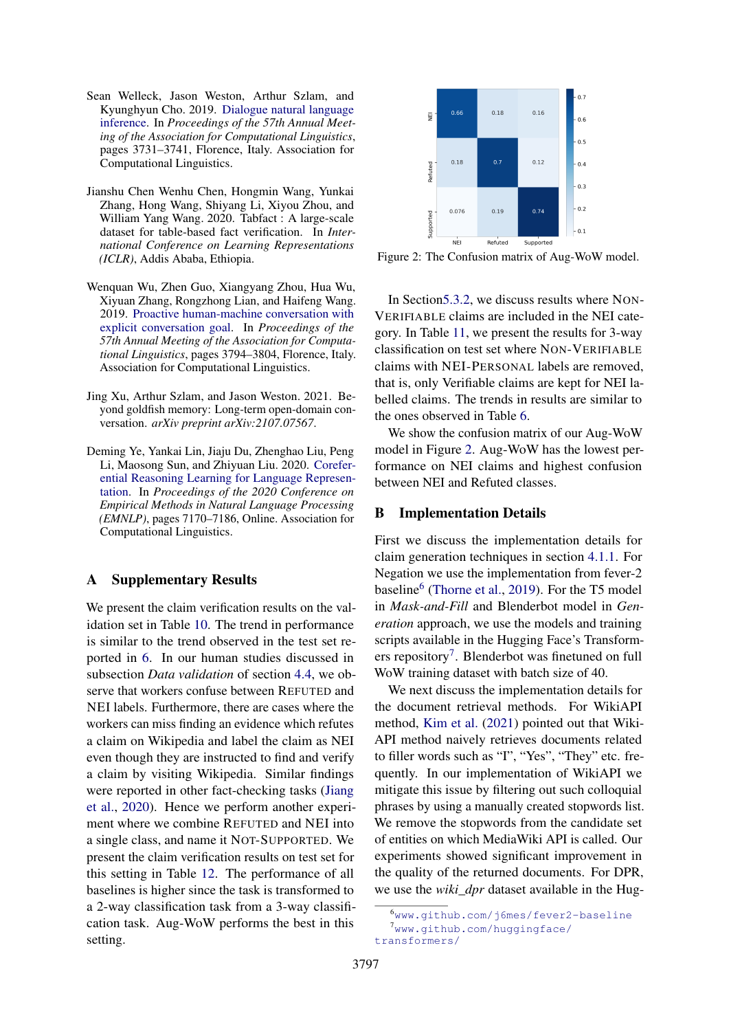Sean Welleck, Jason Weston, Arthur Szlam, and Kyunghyun Cho. 2019. Dialogue natural language inference. In *Proceedings of the 57th Annual Meeting of the Association for Computational Linguistics*, pages 3731–3741, Florence, Italy. Association for Computational Linguistics.

Jianshu Chen Wenhu Chen, Hongmin Wang, Yunkai Zhang, Hong Wang, Shiyang Li, Xiyou Zhou, and William Yang Wang. 2020. Tabfact : A large-scale dataset for table-based fact verification. In *International Conference on Learning Representations (ICLR)*, Addis Ababa, Ethiopia.

Wenquan Wu, Zhen Guo, Xiangyang Zhou, Hua Wu, Xiyuan Zhang, Rongzhong Lian, and Haifeng Wang. 2019. Proactive human-machine conversation with explicit conversation goal. In *Proceedings of the 57th Annual Meeting of the Association for Computational Linguistics*, pages 3794–3804, Florence, Italy. Association for Computational Linguistics.

Jing Xu, Arthur Szlam, and Jason Weston. 2021. Beyond goldfish memory: Long-term open-domain conversation. *arXiv preprint arXiv:2107.07567*.

Deming Ye, Yankai Lin, Jiaju Du, Zhenghao Liu, Peng Li, Maosong Sun, and Zhiyuan Liu. 2020. Coreferential Reasoning Learning for Language Representation. In *Proceedings of the 2020 Conference on Empirical Methods in Natural Language Processing (EMNLP)*, pages 7170–7186, Online. Association for Computational Linguistics.

## A Supplementary Results

We present the claim verification results on the validation set in Table 10. The trend in performance is similar to the trend observed in the test set reported in 6. In our human studies discussed in subsection *Data validation* of section 4.4, we observe that workers confuse between REFUTED and NEI labels. Furthermore, there are cases where the workers can miss finding an evidence which refutes a claim on Wikipedia and label the claim as NEI even though they are instructed to find and verify a claim by visiting Wikipedia. Similar findings were reported in other fact-checking tasks (Jiang et al., 2020). Hence we perform another experiment where we combine REFUTED and NEI into a single class, and name it NOT-SUPPORTED. We present the claim verification results on test set for this setting in Table 12. The performance of all baselines is higher since the task is transformed to a 2-way classification task from a 3-way classification task. Aug-WoW performs the best in this setting.

| | NEI | Refuted | Supported |
|---|---|---|---|
| NEI | 0.66 | 0.18 | 0.16 |
| Refuted | 0.18 | 0.7 | 0.12 |
| Supported | 0.076 | 0.19 | 0.74 |

Figure 2: The Confusion matrix of Aug-WoW model.

In Section5.3.2, we discuss results where NON-VERIFIABLE claims are included in the NEI category. In Table 11, we present the results for 3-way classification on test set where NON-VERIFIABLE claims with NEI-PERSONAL labels are removed, that is, only Verifiable claims are kept for NEI labelled claims. The trends in results are similar to the ones observed in Table 6.

We show the confusion matrix of our Aug-WoW model in Figure 2. Aug-WoW has the lowest performance on NEI claims and highest confusion between NEI and Refuted classes.

## B Implementation Details

First we discuss the implementation details for claim generation techniques in section 4.1.1. For Negation we use the implementation from fever-2 baseline[6] (Thorne et al., 2019). For the T5 model in *Mask-and-Fill* and Blenderbot model in *Generation* approach, we use the models and training scripts available in the Hugging Face's Transformers repository[7]. Blenderbot was finetuned on full WoW training dataset with batch size of 40.

We next discuss the implementation details for the document retrieval methods. For WikiAPI method, Kim et al. (2021) pointed out that WikiAPI method naively retrieves documents related to filler words such as "I", "Yes", "They" etc. frequently. In our implementation of WikiAPI we mitigate this issue by filtering out such colloquial phrases by using a manually created stopwords list. We remove the stopwords from the candidate set of entities on which MediaWiki API is called. Our experiments showed significant improvement in the quality of the returned documents. For DPR, we use the *wiki_dpr* dataset available in the Hug-

[6] www.github.com/j6mes/fever2-baseline

[7] www.github.com/huggingface/transformers/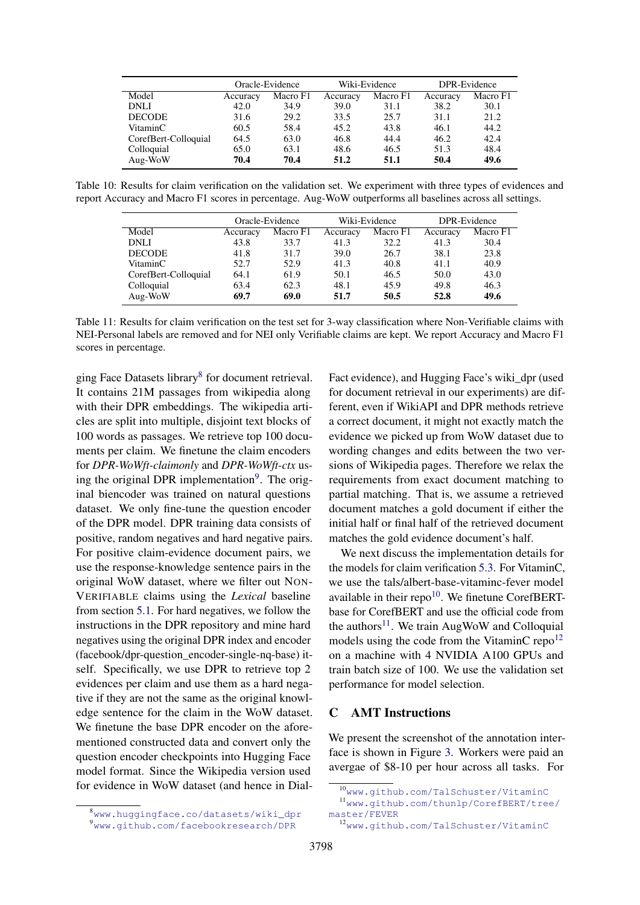| | Oracle-Evidence | | Wiki-Evidence | | DPR-Evidence | |
|---|---|---|---|---|---|---|
| Model | Accuracy | Macro F1 | Accuracy | Macro F1 | Accuracy | Macro F1 |
| DNLI | 42.0 | 34.9 | 39.0 | 31.1 | 38.2 | 30.1 |
| DECODE | 31.6 | 29.2 | 33.5 | 25.7 | 31.1 | 21.2 |
| VitaminC | 60.5 | 58.4 | 45.2 | 43.8 | 46.1 | 44.2 |
| CorefBert-Colloquial | 64.5 | 63.0 | 46.8 | 44.4 | 46.2 | 42.4 |
| Colloquial | 65.0 | 63.1 | 48.6 | 46.5 | 51.3 | 48.4 |
| Aug-WoW | **70.4** | **70.4** | **51.2** | **51.1** | **50.4** | **49.6** |

Table 10: Results for claim verification on the validation set. We experiment with three types of evidences and report Accuracy and Macro F1 scores in percentage. Aug-WoW outperforms all baselines across all settings.

| | Oracle-Evidence | | Wiki-Evidence | | DPR-Evidence | |
|---|---|---|---|---|---|---|
| Model | Accuracy | Macro F1 | Accuracy | Macro F1 | Accuracy | Macro F1 |
| DNLI | 43.8 | 33.7 | 41.3 | 32.2 | 41.3 | 30.4 |
| DECODE | 41.8 | 31.7 | 39.0 | 26.7 | 38.1 | 23.8 |
| VitaminC | 52.7 | 52.9 | 41.3 | 40.8 | 41.1 | 40.9 |
| CorefBert-Colloquial | 64.1 | 61.9 | 50.1 | 46.5 | 50.0 | 43.0 |
| Colloquial | 63.4 | 62.3 | 48.1 | 45.9 | 49.8 | 46.3 |
| Aug-WoW | **69.7** | **69.0** | **51.7** | **50.5** | **52.8** | **49.6** |

Table 11: Results for claim verification on the test set for 3-way classification where Non-Verifiable claims with NEI-Personal labels are removed and for NEI only Verifiable claims are kept. We report Accuracy and Macro F1 scores in percentage.

ging Face Datasets library[8] for document retrieval. It contains 21M passages from wikipedia along with their DPR embeddings. The wikipedia articles are split into multiple, disjoint text blocks of 100 words as passages. We retrieve top 100 documents per claim. We finetune the claim encoders for *DPR-WoWft-claimonly* and *DPR-WoWft-ctx* using the original DPR implementation[9]. The original biencoder was trained on natural questions dataset. We only fine-tune the question encoder of the DPR model. DPR training data consists of positive, random negatives and hard negative pairs. For positive claim-evidence document pairs, we use the response-knowledge sentence pairs in the original WoW dataset, where we filter out NON-VERIFIABLE claims using the *Lexical* baseline from section 5.1. For hard negatives, we follow the instructions in the DPR repository and mine hard negatives using the original DPR index and encoder (facebook/dpr-question_encoder-single-nq-base) itself. Specifically, we use DPR to retrieve top 2 evidences per claim and use them as a hard negative if they are not the same as the original knowledge sentence for the claim in the WoW dataset. We finetune the base DPR encoder on the aforementioned constructed data and convert only the question encoder checkpoints into Hugging Face model format. Since the Wikipedia version used for evidence in WoW dataset (and hence in DialFact evidence), and Hugging Face's wiki_dpr (used for document retrieval in our experiments) are different, even if WikiAPI and DPR methods retrieve a correct document, it might not exactly match the evidence we picked up from WoW dataset due to wording changes and edits between the two versions of Wikipedia pages. Therefore we relax the requirements from exact document matching to partial matching. That is, we assume a retrieved document matches a gold document if either the initial half or final half of the retrieved document matches the gold evidence document's half.

We next discuss the implementation details for the models for claim verification 5.3. For VitaminC, we use the tals/albert-base-vitaminc-fever model available in their repo[10]. We finetune CorefBERT-base for CorefBERT and use the official code from the authors[11]. We train AugWoW and Colloquial models using the code from the VitaminC repo[12] on a machine with 4 NVIDIA A100 GPUs and train batch size of 100. We use the validation set performance for model selection.

## C AMT Instructions

We present the screenshot of the annotation interface is shown in Figure 3. Workers were paid an avergae of \$8-10 per hour across all tasks. For

[8] www.huggingface.co/datasets/wiki_dpr

[9] www.github.com/facebookresearch/DPR

[10] www.github.com/TalSchuster/VitaminC

[11] www.github.com/thunlp/CorefBERT/tree/master/FEVER

[12] www.github.com/TalSchuster/VitaminC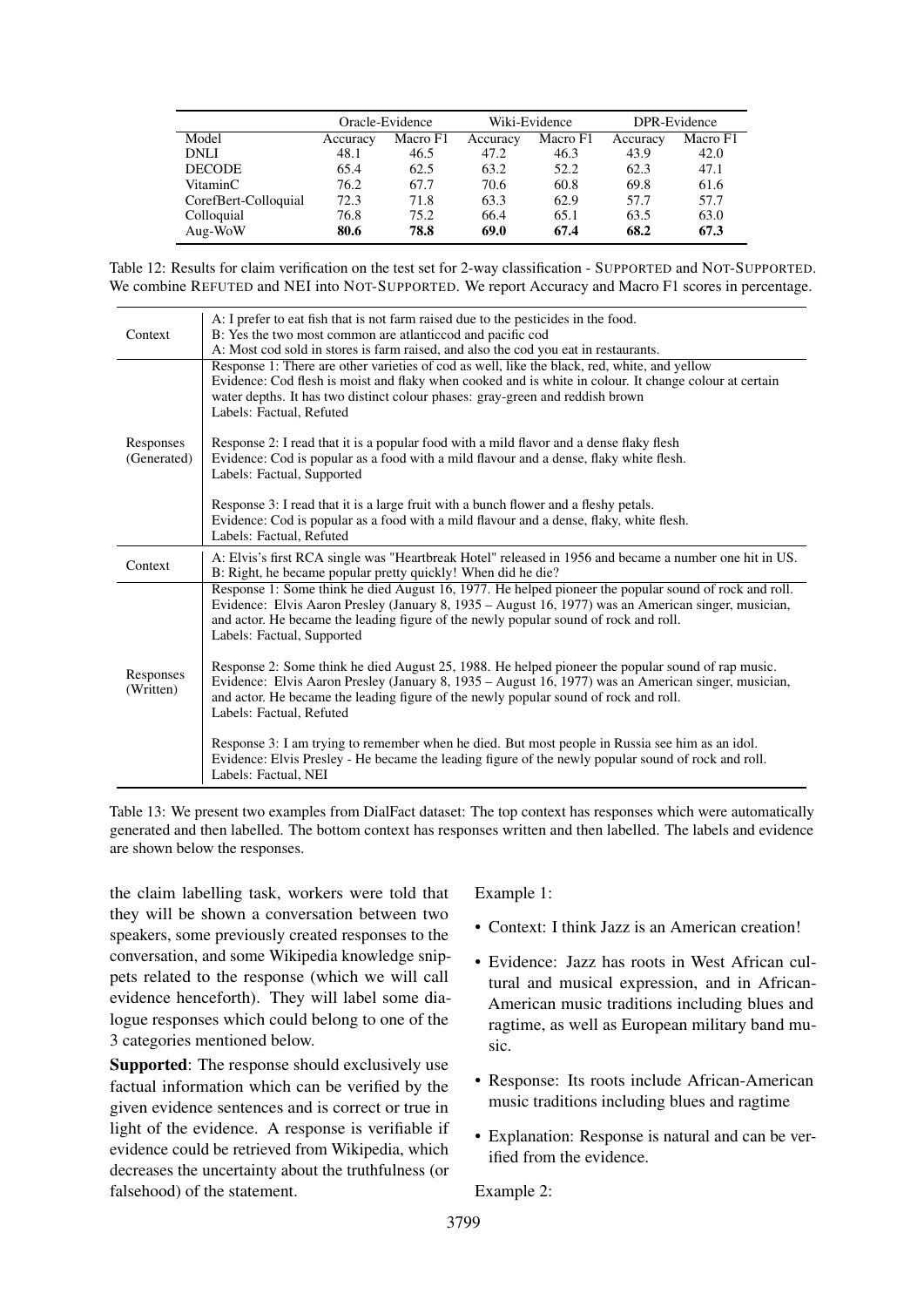| | Oracle-Evidence | | Wiki-Evidence | | DPR-Evidence | |
|---|---|---|---|---|---|---|
| Model | Accuracy | Macro F1 | Accuracy | Macro F1 | Accuracy | Macro F1 |
| DNLI | 48.1 | 46.5 | 47.2 | 46.3 | 43.9 | 42.0 |
| DECODE | 65.4 | 62.5 | 63.2 | 52.2 | 62.3 | 47.1 |
| VitaminC | 76.2 | 67.7 | 70.6 | 60.8 | 69.8 | 61.6 |
| CorefBert-Colloquial | 72.3 | 71.8 | 63.3 | 62.9 | 57.7 | 57.7 |
| Colloquial | 76.8 | 75.2 | 66.4 | 65.1 | 63.5 | 63.0 |
| Aug-WoW | **80.6** | **78.8** | **69.0** | **67.4** | **68.2** | **67.3** |

Table 12: Results for claim verification on the test set for 2-way classification - SUPPORTED and NOT-SUPPORTED. We combine REFUTED and NEI into NOT-SUPPORTED. We report Accuracy and Macro F1 scores in percentage.

| | |
|---|---|
| Context | A: I prefer to eat fish that is not farm raised due to the pesticides in the food.<br>B: Yes the two most common are atlanticcod and pacific cod<br>A: Most cod sold in stores is farm raised, and also the cod you eat in restaurants. |
| Responses (Generated) | Response 1: There are other varieties of cod as well, like the black, red, white, and yellow<br>Evidence: Cod flesh is moist and flaky when cooked and is white in colour. It change colour at certain water depths. It has two distinct colour phases: gray-green and reddish brown<br>Labels: Factual, Refuted<br><br>Response 2: I read that it is a popular food with a mild flavor and a dense flaky flesh<br>Evidence: Cod is popular as a food with a mild flavour and a dense, flaky white flesh.<br>Labels: Factual, Supported<br><br>Response 3: I read that it is a large fruit with a bunch flower and a fleshy petals.<br>Evidence: Cod is popular as a food with a mild flavour and a dense, flaky, white flesh.<br>Labels: Factual, Refuted |
| Context | A: Elvis's first RCA single was "Heartbreak Hotel" released in 1956 and became a number one hit in US.<br>B: Right, he became popular pretty quickly! When did he die? |
| Responses (Written) | Response 1: Some think he died August 16, 1977. He helped pioneer the popular sound of rock and roll.<br>Evidence: Elvis Aaron Presley (January 8, 1935 – August 16, 1977) was an American singer, musician, and actor. He became the leading figure of the newly popular sound of rock and roll.<br>Labels: Factual, Supported<br><br>Response 2: Some think he died August 25, 1988. He helped pioneer the popular sound of rap music.<br>Evidence: Elvis Aaron Presley (January 8, 1935 – August 16, 1977) was an American singer, musician, and actor. He became the leading figure of the newly popular sound of rock and roll.<br>Labels: Factual, Refuted<br><br>Response 3: I am trying to remember when he died. But most people in Russia see him as an idol.<br>Evidence: Elvis Presley - He became the leading figure of the newly popular sound of rock and roll.<br>Labels: Factual, NEI |

Table 13: We present two examples from DialFact dataset: The top context has responses which were automatically generated and then labelled. The bottom context has responses written and then labelled. The labels and evidence are shown below the responses.

the claim labelling task, workers were told that they will be shown a conversation between two speakers, some previously created responses to the conversation, and some Wikipedia knowledge snippets related to the response (which we will call evidence henceforth). They will label some dialogue responses which could belong to one of the 3 categories mentioned below.

**Supported**: The response should exclusively use factual information which can be verified by the given evidence sentences and is correct or true in light of the evidence. A response is verifiable if evidence could be retrieved from Wikipedia, which decreases the uncertainty about the truthfulness (or falsehood) of the statement.

Example 1:

- Context: I think Jazz is an American creation!
- Evidence: Jazz has roots in West African cultural and musical expression, and in African-American music traditions including blues and ragtime, as well as European military band music.
- Response: Its roots include African-American music traditions including blues and ragtime
- Explanation: Response is natural and can be verified from the evidence.

Example 2: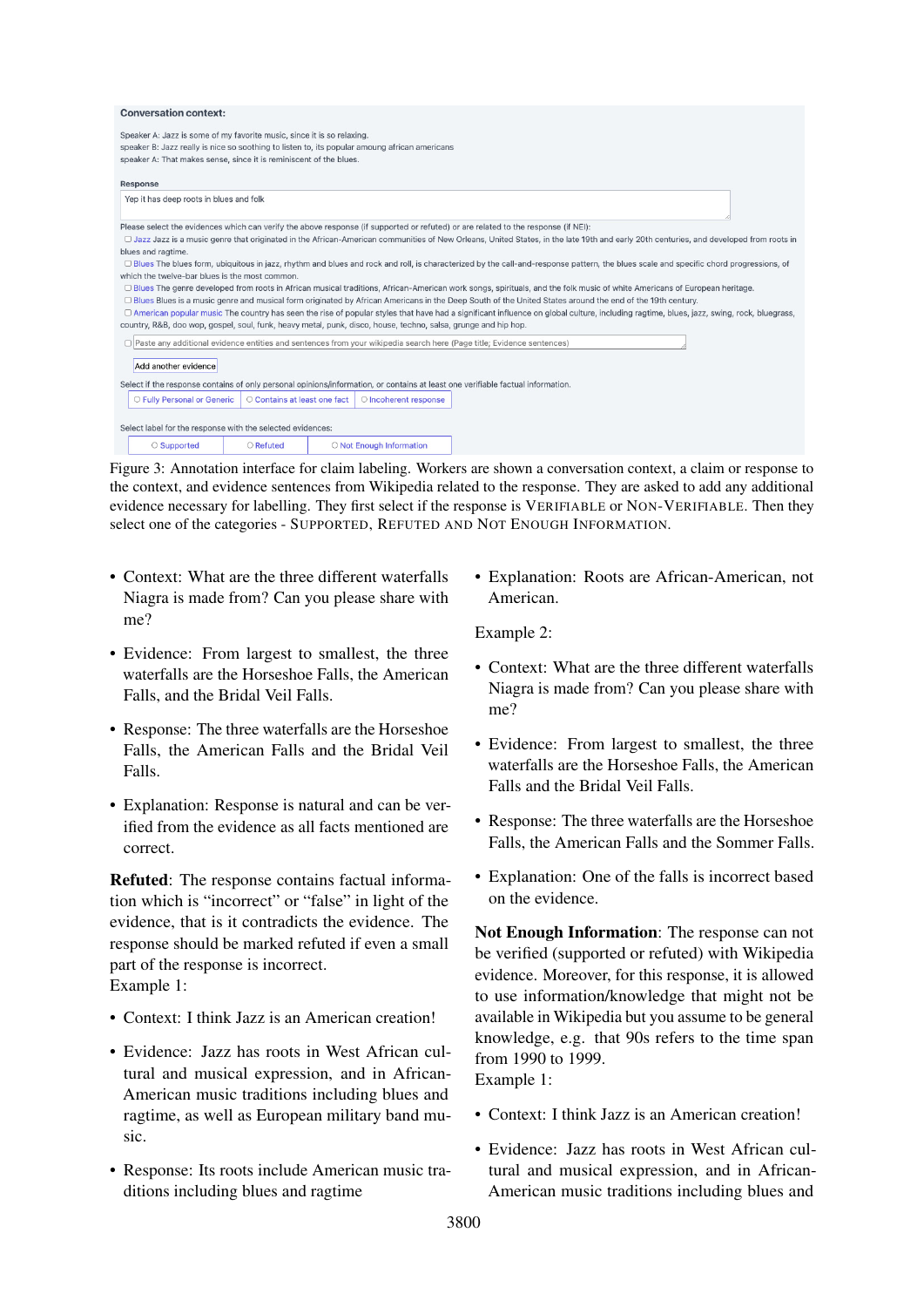**Conversation context:**

Speaker A: Jazz is some of my favorite music, since it is so relaxing.
speaker B: Jazz really is nice so soothing to listen to, its popular amoung african americans
speaker A: That makes sense, since it is reminiscent of the blues.

**Response**

Yep it has deep roots in blues and folk

Please select the evidences which can verify the above response (if supported or refuted) or are related to the response (if NEI):

- ☐ Jazz Jazz is a music genre that originated in the African-American communities of New Orleans, United States, in the late 19th and early 20th centuries, and developed from roots in blues and ragtime.
- ☐ Blues The blues form, ubiquitous in jazz, rhythm and blues and rock and roll, is characterized by the call-and-response pattern, the blues scale and specific chord progressions, of which the twelve-bar blues is the most common.
- ☐ Blues The genre developed from roots in African musical traditions, African-American work songs, spirituals, and the folk music of white Americans of European heritage.
- ☐ Blues Blues is a music genre and musical form originated by African Americans in the Deep South of the United States around the end of the 19th century.
- ☐ American popular music The country has seen the rise of popular styles that have had a significant influence on global culture, including ragtime, blues, jazz, swing, rock, bluegrass, country, R&B, doo wop, gospel, soul, funk, heavy metal, punk, disco, house, techno, salsa, grunge and hip hop.
- ☐ Paste any additional evidence entities and sentences from your wikipedia search here (Page title; Evidence sentences)

Add another evidence

Select if the response contains of only personal opinions/information, or contains at least one verifiable factual information.

○ Fully Personal or Generic ○ Contains at least one fact ○ Incoherent response

Select label for the response with the selected evidences:

○ Supported ○ Refuted ○ Not Enough Information

Figure 3: Annotation interface for claim labeling. Workers are shown a conversation context, a claim or response to the context, and evidence sentences from Wikipedia related to the response. They are asked to add any additional evidence necessary for labelling. They first select if the response is VERIFIABLE or NON-VERIFIABLE. Then they select one of the categories - SUPPORTED, REFUTED AND NOT ENOUGH INFORMATION.

- Context: What are the three different waterfalls Niagra is made from? Can you please share with me?
- Evidence: From largest to smallest, the three waterfalls are the Horseshoe Falls, the American Falls, and the Bridal Veil Falls.
- Response: The three waterfalls are the Horseshoe Falls, the American Falls and the Bridal Veil Falls.
- Explanation: Response is natural and can be verified from the evidence as all facts mentioned are correct.

**Refuted**: The response contains factual information which is "incorrect" or "false" in light of the evidence, that is it contradicts the evidence. The response should be marked refuted if even a small part of the response is incorrect.
Example 1:

- Context: I think Jazz is an American creation!
- Evidence: Jazz has roots in West African cultural and musical expression, and in African-American music traditions including blues and ragtime, as well as European military band music.
- Response: Its roots include American music traditions including blues and ragtime
- Explanation: Roots are African-American, not American.

Example 2:

- Context: What are the three different waterfalls Niagra is made from? Can you please share with me?
- Evidence: From largest to smallest, the three waterfalls are the Horseshoe Falls, the American Falls and the Bridal Veil Falls.
- Response: The three waterfalls are the Horseshoe Falls, the American Falls and the Sommer Falls.
- Explanation: One of the falls is incorrect based on the evidence.

**Not Enough Information**: The response can not be verified (supported or refuted) with Wikipedia evidence. Moreover, for this response, it is allowed to use information/knowledge that might not be available in Wikipedia but you assume to be general knowledge, e.g. that 90s refers to the time span from 1990 to 1999.
Example 1:

- Context: I think Jazz is an American creation!
- Evidence: Jazz has roots in West African cultural and musical expression, and in African-American music traditions including blues and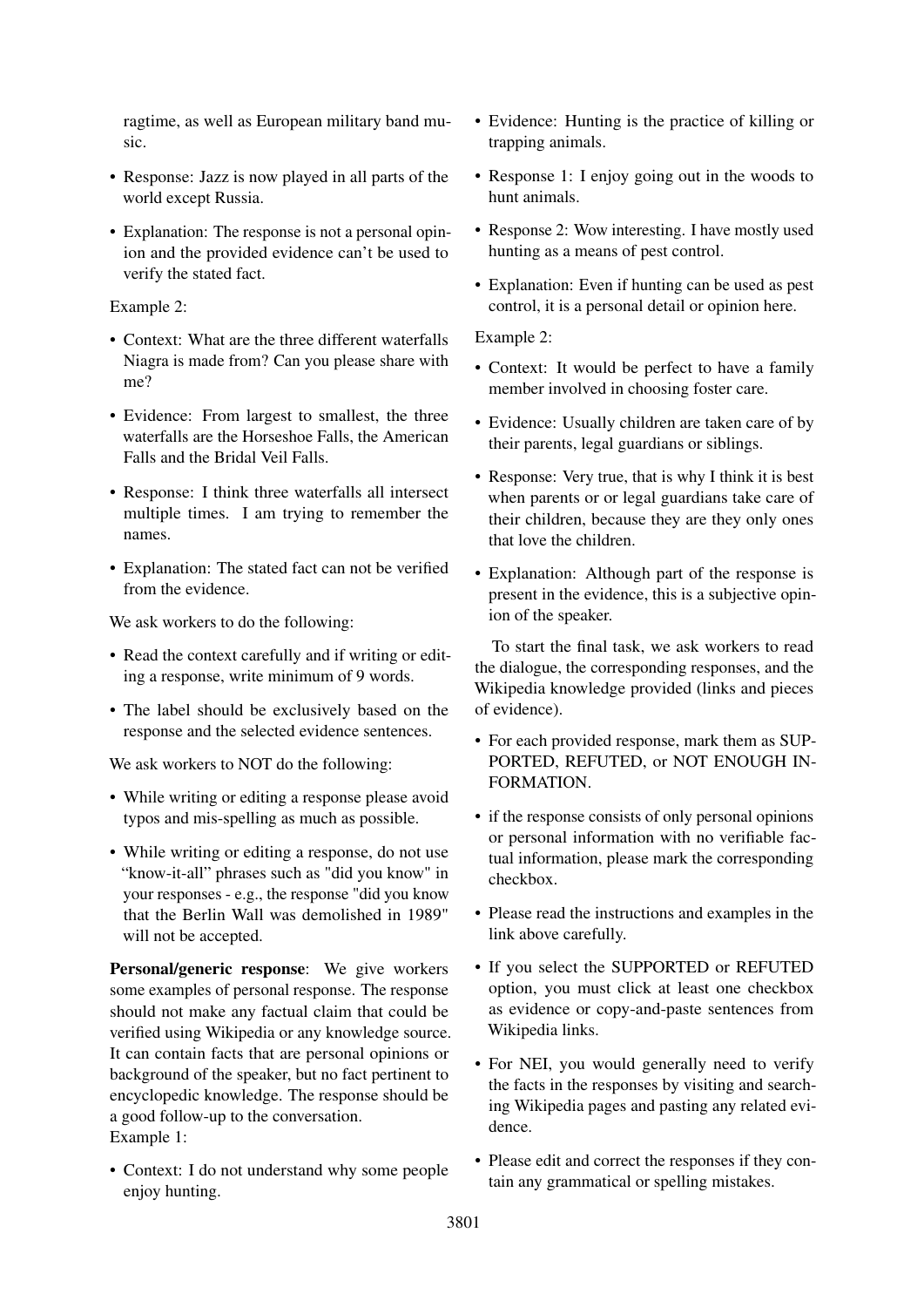ragtime, as well as European military band music.

- Response: Jazz is now played in all parts of the world except Russia.
- Explanation: The response is not a personal opinion and the provided evidence can't be used to verify the stated fact.

Example 2:

- Context: What are the three different waterfalls Niagra is made from? Can you please share with me?
- Evidence: From largest to smallest, the three waterfalls are the Horseshoe Falls, the American Falls and the Bridal Veil Falls.
- Response: I think three waterfalls all intersect multiple times. I am trying to remember the names.
- Explanation: The stated fact can not be verified from the evidence.

We ask workers to do the following:

- Read the context carefully and if writing or editing a response, write minimum of 9 words.
- The label should be exclusively based on the response and the selected evidence sentences.

We ask workers to NOT do the following:

- While writing or editing a response please avoid typos and mis-spelling as much as possible.
- While writing or editing a response, do not use "know-it-all" phrases such as "did you know" in your responses - e.g., the response "did you know that the Berlin Wall was demolished in 1989" will not be accepted.

**Personal/generic response**: We give workers some examples of personal response. The response should not make any factual claim that could be verified using Wikipedia or any knowledge source. It can contain facts that are personal opinions or background of the speaker, but no fact pertinent to encyclopedic knowledge. The response should be a good follow-up to the conversation.
Example 1:

- Context: I do not understand why some people enjoy hunting.
- Evidence: Hunting is the practice of killing or trapping animals.
- Response 1: I enjoy going out in the woods to hunt animals.
- Response 2: Wow interesting. I have mostly used hunting as a means of pest control.
- Explanation: Even if hunting can be used as pest control, it is a personal detail or opinion here.

Example 2:

- Context: It would be perfect to have a family member involved in choosing foster care.
- Evidence: Usually children are taken care of by their parents, legal guardians or siblings.
- Response: Very true, that is why I think it is best when parents or or legal guardians take care of their children, because they are they only ones that love the children.
- Explanation: Although part of the response is present in the evidence, this is a subjective opinion of the speaker.

To start the final task, we ask workers to read the dialogue, the corresponding responses, and the Wikipedia knowledge provided (links and pieces of evidence).

- For each provided response, mark them as SUPPORTED, REFUTED, or NOT ENOUGH INFORMATION.
- if the response consists of only personal opinions or personal information with no verifiable factual information, please mark the corresponding checkbox.
- Please read the instructions and examples in the link above carefully.
- If you select the SUPPORTED or REFUTED option, you must click at least one checkbox as evidence or copy-and-paste sentences from Wikipedia links.
- For NEI, you would generally need to verify the facts in the responses by visiting and searching Wikipedia pages and pasting any related evidence.
- Please edit and correct the responses if they contain any grammatical or spelling mistakes.